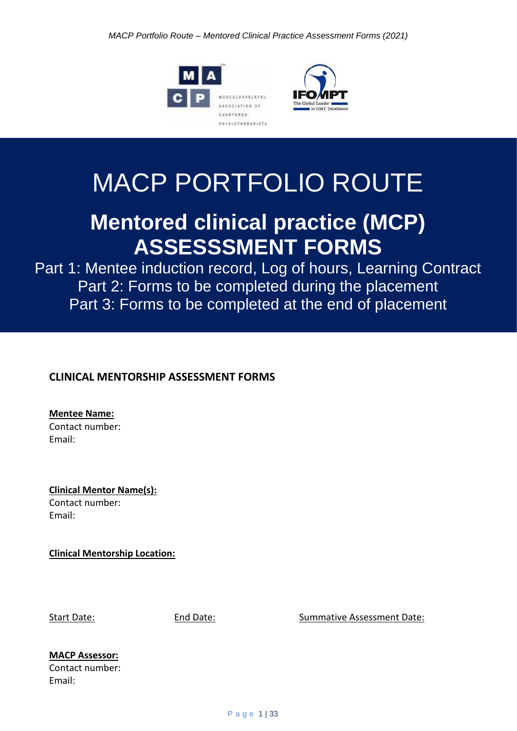# MACP PORTFOLIO ROUTE

## Mentored clinical practice (MCP) ASSESSSMENT FORMS

Part 1: Mentee induction record, Log of hours, Learning Contract
Part 2: Forms to be completed during the placement
Part 3: Forms to be completed at the end of placement

### CLINICAL MENTORSHIP ASSESSMENT FORMS

**Mentee Name:**
Contact number:
Email:

**Clinical Mentor Name(s):**
Contact number:
Email:

**Clinical Mentorship Location:**

Start Date: End Date: Summative Assessment Date:

**MACP Assessor:**
Contact number:
Email: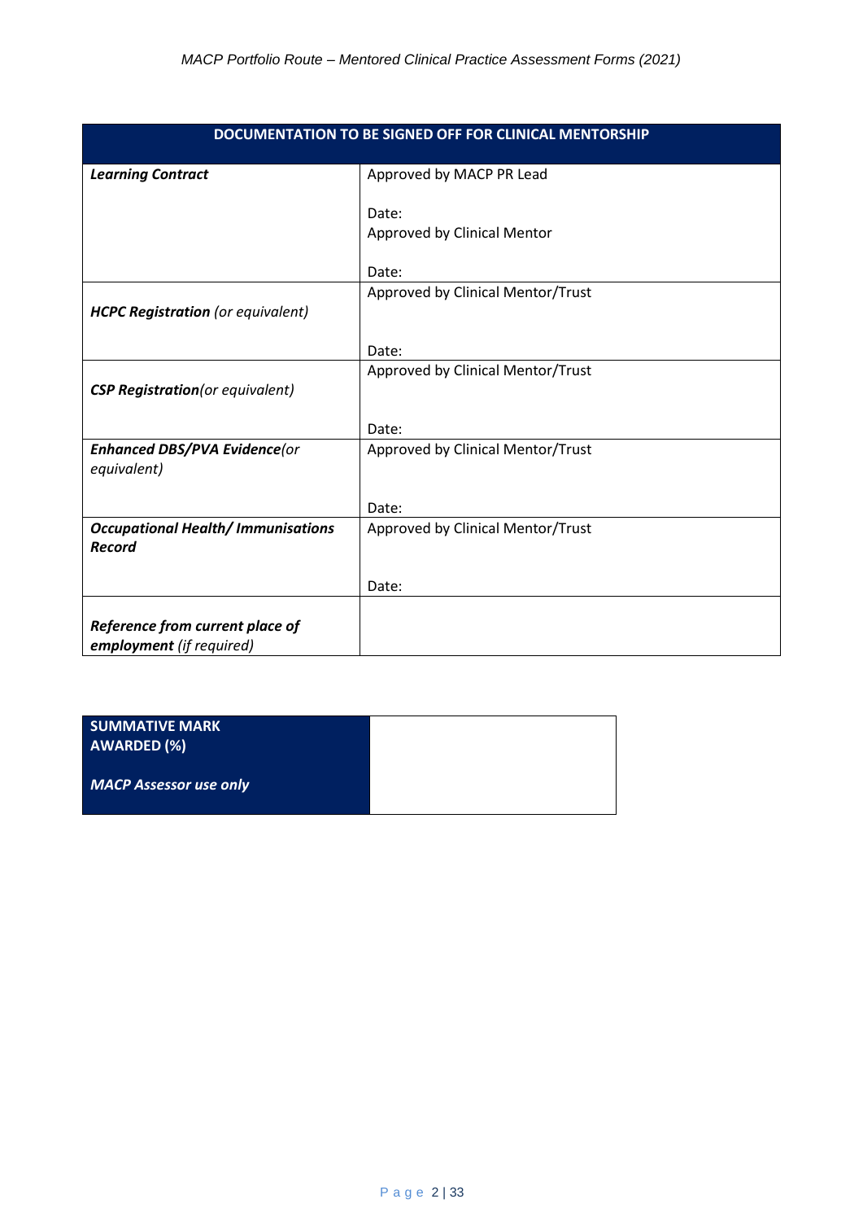| DOCUMENTATION TO BE SIGNED OFF FOR CLINICAL MENTORSHIP | |
|---|---|
| ***Learning Contract*** | Approved by MACP PR Lead<br><br>Date:<br>Approved by Clinical Mentor<br><br>Date: |
| ***HCPC Registration*** *(or equivalent)* | Approved by Clinical Mentor/Trust<br><br>Date: |
| ***CSP Registration****(or equivalent)* | Approved by Clinical Mentor/Trust<br><br>Date: |
| ***Enhanced DBS/PVA Evidence****(or equivalent)* | Approved by Clinical Mentor/Trust<br><br>Date: |
| ***Occupational Health/ Immunisations Record*** | Approved by Clinical Mentor/Trust<br><br>Date: |
| ***Reference from current place of employment*** *(if required)* | |

| **SUMMATIVE MARK AWARDED (%)**<br><br>***MACP Assessor use only*** | |
|---|---|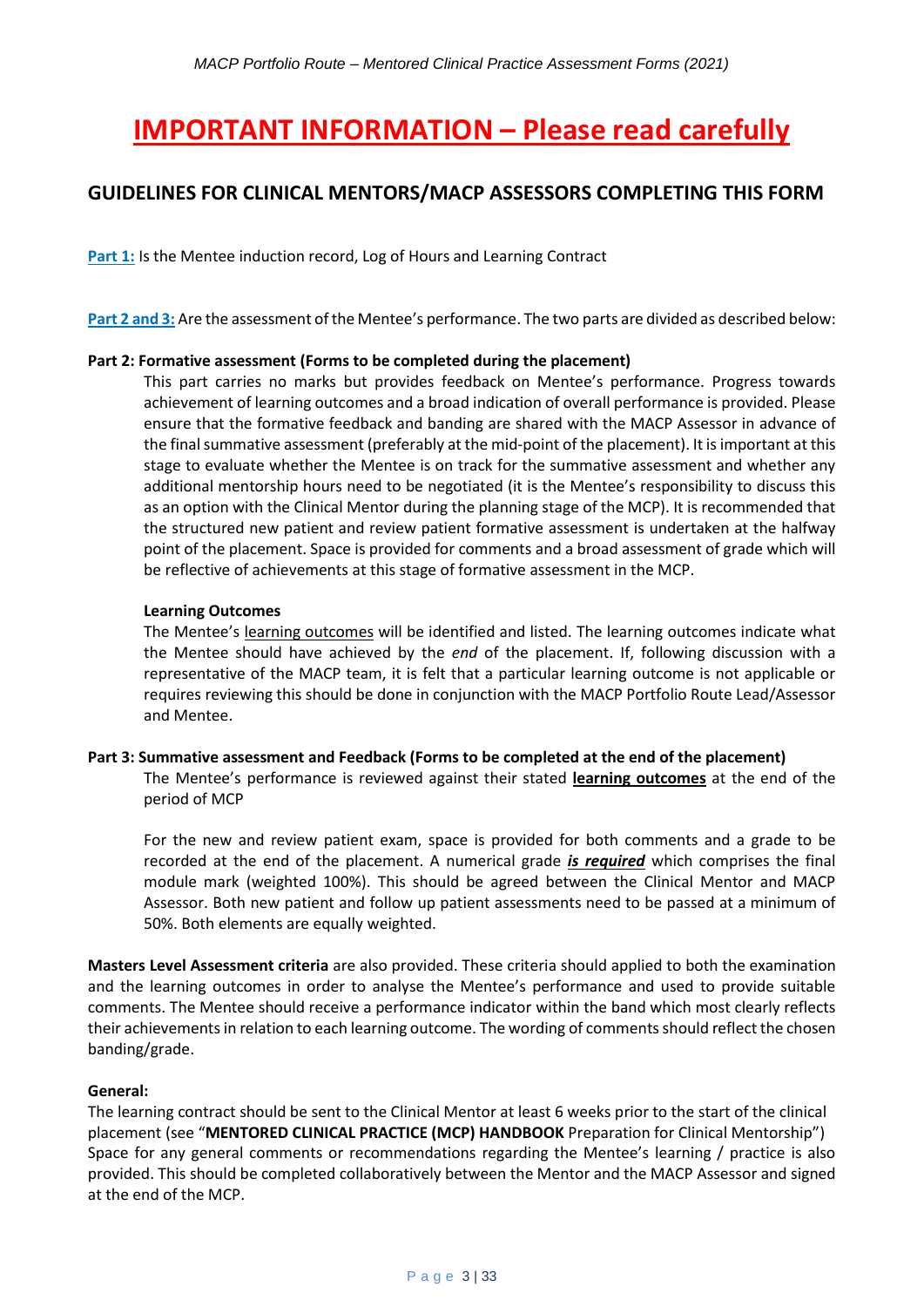# IMPORTANT INFORMATION – Please read carefully

## GUIDELINES FOR CLINICAL MENTORS/MACP ASSESSORS COMPLETING THIS FORM

**Part 1:** Is the Mentee induction record, Log of Hours and Learning Contract

**Part 2 and 3:** Are the assessment of the Mentee's performance. The two parts are divided as described below:

**Part 2: Formative assessment (Forms to be completed during the placement)**

This part carries no marks but provides feedback on Mentee's performance. Progress towards achievement of learning outcomes and a broad indication of overall performance is provided. Please ensure that the formative feedback and banding are shared with the MACP Assessor in advance of the final summative assessment (preferably at the mid-point of the placement). It is important at this stage to evaluate whether the Mentee is on track for the summative assessment and whether any additional mentorship hours need to be negotiated (it is the Mentee's responsibility to discuss this as an option with the Clinical Mentor during the planning stage of the MCP). It is recommended that the structured new patient and review patient formative assessment is undertaken at the halfway point of the placement. Space is provided for comments and a broad assessment of grade which will be reflective of achievements at this stage of formative assessment in the MCP.

**Learning Outcomes**

The Mentee's learning outcomes will be identified and listed. The learning outcomes indicate what the Mentee should have achieved by the *end* of the placement. If, following discussion with a representative of the MACP team, it is felt that a particular learning outcome is not applicable or requires reviewing this should be done in conjunction with the MACP Portfolio Route Lead/Assessor and Mentee.

**Part 3: Summative assessment and Feedback (Forms to be completed at the end of the placement)**

The Mentee's performance is reviewed against their stated **learning outcomes** at the end of the period of MCP

For the new and review patient exam, space is provided for both comments and a grade to be recorded at the end of the placement. A numerical grade ***is required*** which comprises the final module mark (weighted 100%). This should be agreed between the Clinical Mentor and MACP Assessor. Both new patient and follow up patient assessments need to be passed at a minimum of 50%. Both elements are equally weighted.

**Masters Level Assessment criteria** are also provided. These criteria should applied to both the examination and the learning outcomes in order to analyse the Mentee's performance and used to provide suitable comments. The Mentee should receive a performance indicator within the band which most clearly reflects their achievements in relation to each learning outcome. The wording of comments should reflect the chosen banding/grade.

**General:**

The learning contract should be sent to the Clinical Mentor at least 6 weeks prior to the start of the clinical placement (see "**MENTORED CLINICAL PRACTICE (MCP) HANDBOOK** Preparation for Clinical Mentorship")
Space for any general comments or recommendations regarding the Mentee's learning / practice is also provided. This should be completed collaboratively between the Mentor and the MACP Assessor and signed at the end of the MCP.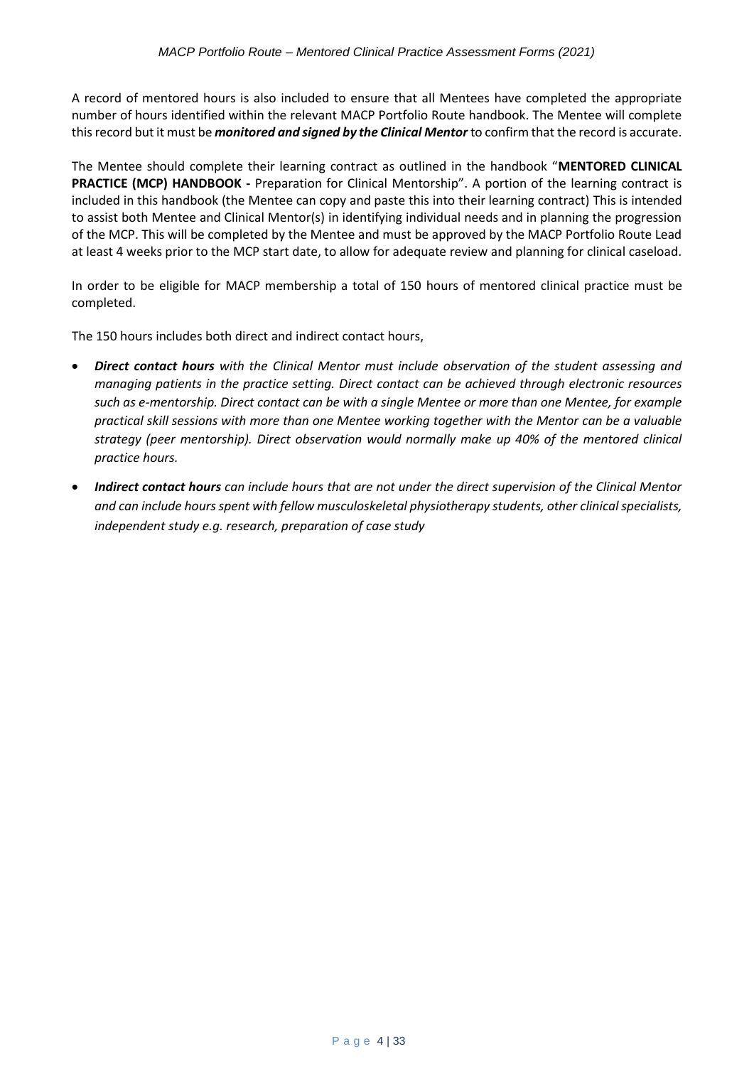A record of mentored hours is also included to ensure that all Mentees have completed the appropriate number of hours identified within the relevant MACP Portfolio Route handbook. The Mentee will complete this record but it must be ***monitored and signed by the Clinical Mentor*** to confirm that the record is accurate.

The Mentee should complete their learning contract as outlined in the handbook "**MENTORED CLINICAL PRACTICE (MCP) HANDBOOK -** Preparation for Clinical Mentorship". A portion of the learning contract is included in this handbook (the Mentee can copy and paste this into their learning contract) This is intended to assist both Mentee and Clinical Mentor(s) in identifying individual needs and in planning the progression of the MCP. This will be completed by the Mentee and must be approved by the MACP Portfolio Route Lead at least 4 weeks prior to the MCP start date, to allow for adequate review and planning for clinical caseload.

In order to be eligible for MACP membership a total of 150 hours of mentored clinical practice must be completed.

The 150 hours includes both direct and indirect contact hours,

- ***Direct contact hours*** *with the Clinical Mentor must include observation of the student assessing and managing patients in the practice setting. Direct contact can be achieved through electronic resources such as e-mentorship. Direct contact can be with a single Mentee or more than one Mentee, for example practical skill sessions with more than one Mentee working together with the Mentor can be a valuable strategy (peer mentorship). Direct observation would normally make up 40% of the mentored clinical practice hours.*
- ***Indirect contact hours*** *can include hours that are not under the direct supervision of the Clinical Mentor and can include hours spent with fellow musculoskeletal physiotherapy students, other clinical specialists, independent study e.g. research, preparation of case study*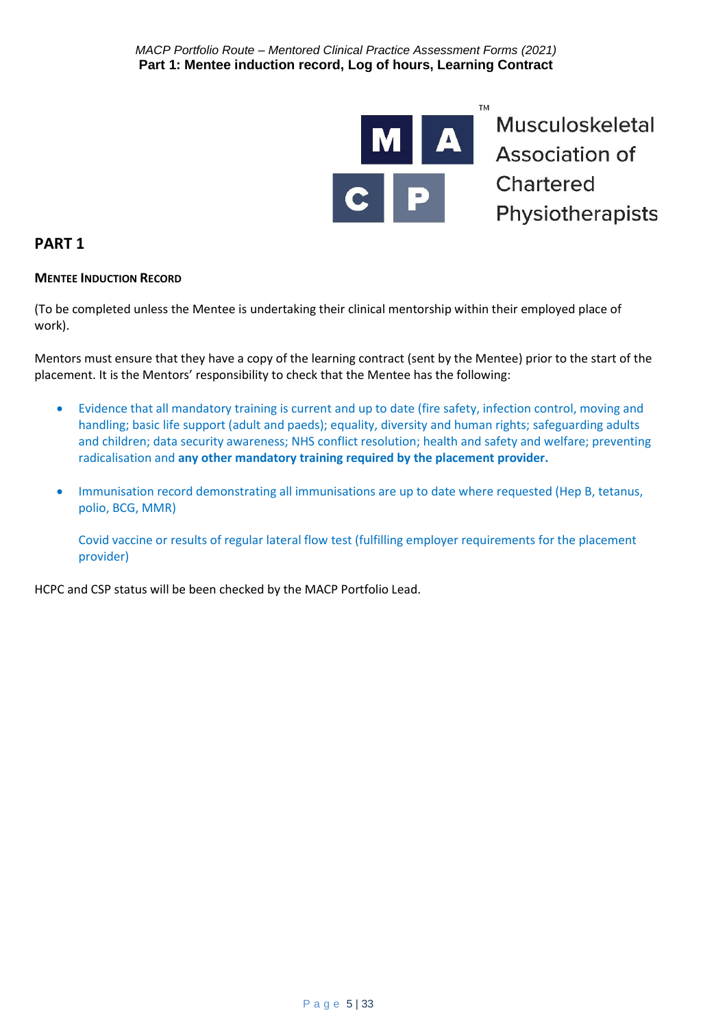## PART 1

### Mentee Induction Record

(To be completed unless the Mentee is undertaking their clinical mentorship within their employed place of work).

Mentors must ensure that they have a copy of the learning contract (sent by the Mentee) prior to the start of the placement. It is the Mentors' responsibility to check that the Mentee has the following:

- Evidence that all mandatory training is current and up to date (fire safety, infection control, moving and handling; basic life support (adult and paeds); equality, diversity and human rights; safeguarding adults and children; data security awareness; NHS conflict resolution; health and safety and welfare; preventing radicalisation and **any other mandatory training required by the placement provider.**

- Immunisation record demonstrating all immunisations are up to date where requested (Hep B, tetanus, polio, BCG, MMR)

  Covid vaccine or results of regular lateral flow test (fulfilling employer requirements for the placement provider)

HCPC and CSP status will be been checked by the MACP Portfolio Lead.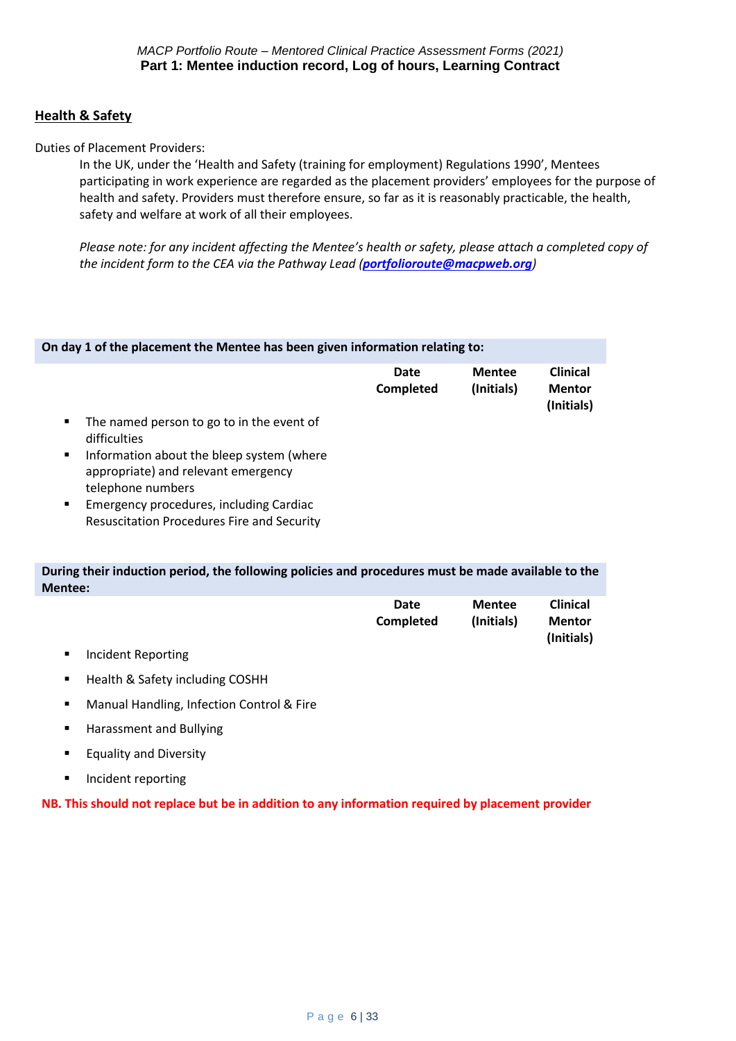## Health & Safety

Duties of Placement Providers:

In the UK, under the 'Health and Safety (training for employment) Regulations 1990', Mentees participating in work experience are regarded as the placement providers' employees for the purpose of health and safety. Providers must therefore ensure, so far as it is reasonably practicable, the health, safety and welfare at work of all their employees.

*Please note: for any incident affecting the Mentee's health or safety, please attach a completed copy of the incident form to the CEA via the Pathway Lead (**portfolioroute@macpweb.org**)*

**On day 1 of the placement the Mentee has been given information relating to:**

| | Date Completed | Mentee (Initials) | Clinical Mentor (Initials) |
|---|---|---|---|
| ▪ The named person to go to in the event of difficulties | | | |
| ▪ Information about the bleep system (where appropriate) and relevant emergency telephone numbers | | | |
| ▪ Emergency procedures, including Cardiac Resuscitation Procedures Fire and Security | | | |

**During their induction period, the following policies and procedures must be made available to the Mentee:**

| | Date Completed | Mentee (Initials) | Clinical Mentor (Initials) |
|---|---|---|---|
| ▪ Incident Reporting | | | |
| ▪ Health & Safety including COSHH | | | |
| ▪ Manual Handling, Infection Control & Fire | | | |
| ▪ Harassment and Bullying | | | |
| ▪ Equality and Diversity | | | |
| ▪ Incident reporting | | | |

**NB. This should not replace but be in addition to any information required by placement provider**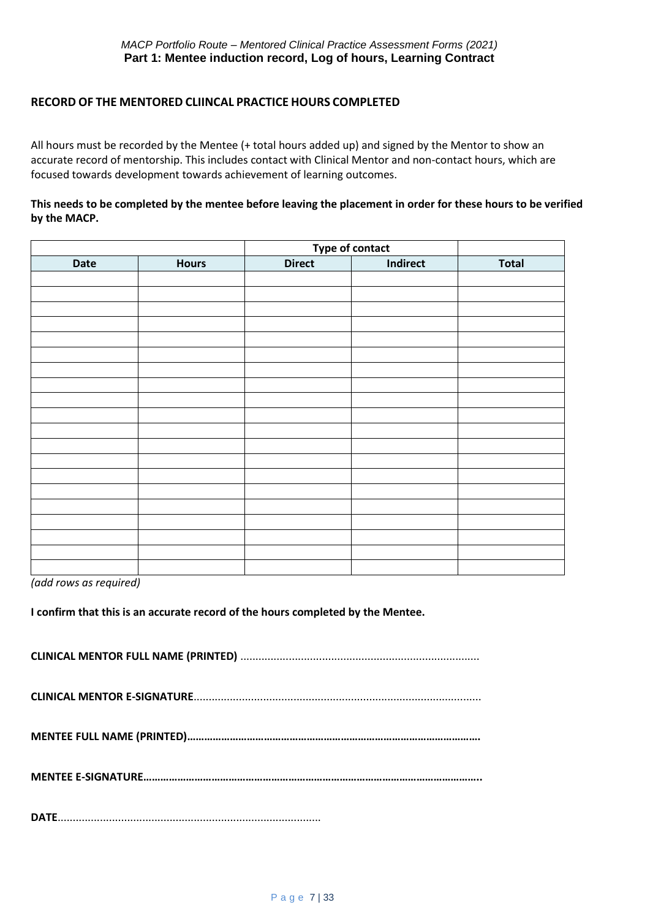## RECORD OF THE MENTORED CLIINCAL PRACTICE HOURS COMPLETED

All hours must be recorded by the Mentee (+ total hours added up) and signed by the Mentor to show an accurate record of mentorship. This includes contact with Clinical Mentor and non-contact hours, which are focused towards development towards achievement of learning outcomes.

**This needs to be completed by the mentee before leaving the placement in order for these hours to be verified by the MACP.**

| | | Type of contact | | |
|---|---|---|---|---|
| **Date** | **Hours** | **Direct** | **Indirect** | **Total** |
| | | | | |
| | | | | |
| | | | | |
| | | | | |
| | | | | |
| | | | | |
| | | | | |
| | | | | |
| | | | | |
| | | | | |
| | | | | |
| | | | | |
| | | | | |
| | | | | |
| | | | | |
| | | | | |
| | | | | |
| | | | | |
| | | | | |
| | | | | |

*(add rows as required)*

**I confirm that this is an accurate record of the hours completed by the Mentee.**

**CLINICAL MENTOR FULL NAME (PRINTED)** ..............................................................................

**CLINICAL MENTOR E-SIGNATURE**.............................................................................................

**MENTEE FULL NAME (PRINTED)………………………………………………………………………………………………**

**MENTEE E-SIGNATURE………………………………………………………………………………………………………..**

**DATE**.......................................................................................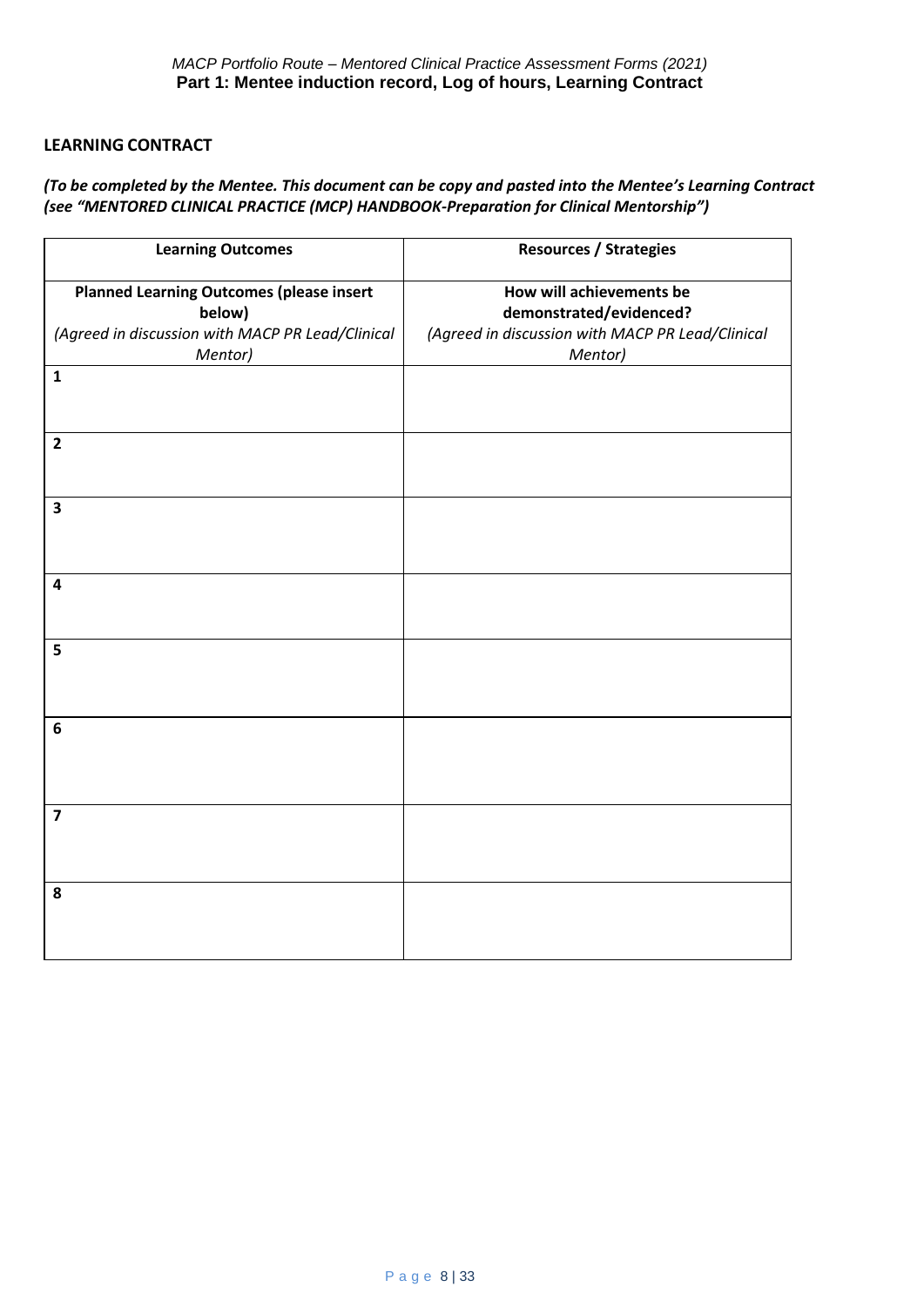## LEARNING CONTRACT

***(To be completed by the Mentee. This document can be copy and pasted into the Mentee's Learning Contract (see "MENTORED CLINICAL PRACTICE (MCP) HANDBOOK-Preparation for Clinical Mentorship")***

| **Learning Outcomes** | **Resources / Strategies** |
|---|---|
| **Planned Learning Outcomes (please insert below)** *(Agreed in discussion with MACP PR Lead/Clinical Mentor)* | **How will achievements be demonstrated/evidenced?** *(Agreed in discussion with MACP PR Lead/Clinical Mentor)* |
| **1** | |
| **2** | |
| **3** | |
| **4** | |
| **5** | |
| **6** | |
| **7** | |
| **8** | |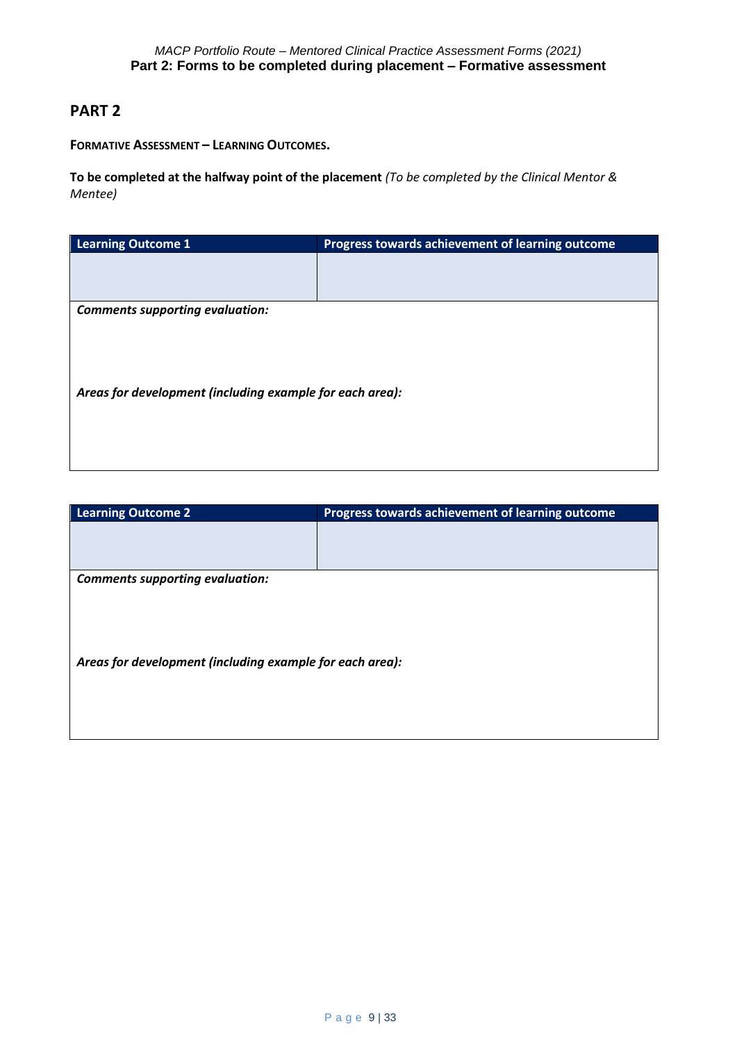## PART 2

**FORMATIVE ASSESSMENT – LEARNING OUTCOMES.**

**To be completed at the halfway point of the placement** *(To be completed by the Clinical Mentor & Mentee)*

| Learning Outcome 1 | Progress towards achievement of learning outcome |
|---|---|
| | |
| ***Comments supporting evaluation:*** | |
| ***Areas for development (including example for each area):*** | |

| Learning Outcome 2 | Progress towards achievement of learning outcome |
|---|---|
| | |
| ***Comments supporting evaluation:*** | |
| ***Areas for development (including example for each area):*** | |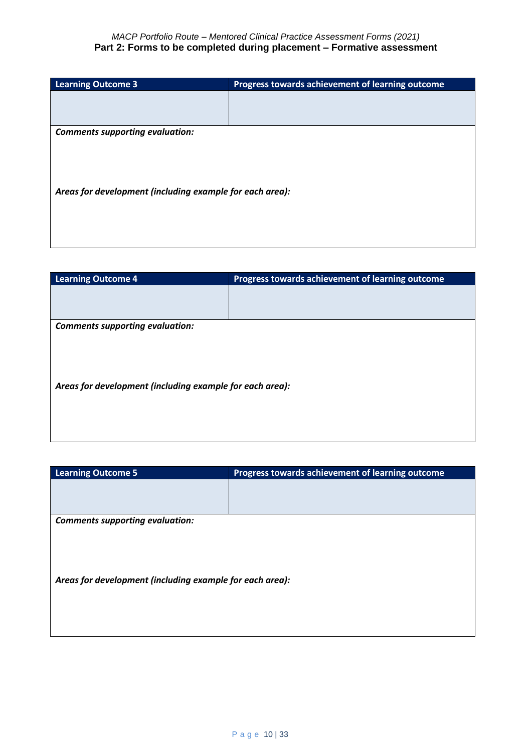| Learning Outcome 3 | Progress towards achievement of learning outcome |
| --- | --- |
| | |

***Comments supporting evaluation:***

***Areas for development (including example for each area):***

| Learning Outcome 4 | Progress towards achievement of learning outcome |
| --- | --- |
| | |

***Comments supporting evaluation:***

***Areas for development (including example for each area):***

| Learning Outcome 5 | Progress towards achievement of learning outcome |
| --- | --- |
| | |

***Comments supporting evaluation:***

***Areas for development (including example for each area):***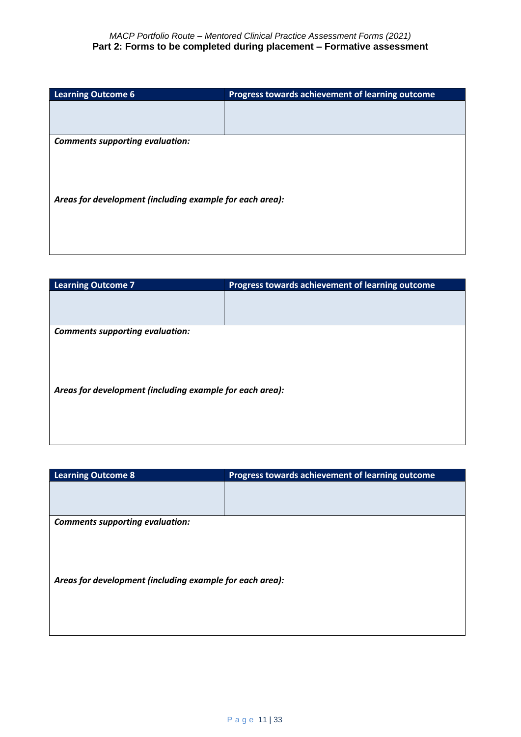| Learning Outcome 6 | Progress towards achievement of learning outcome |
| --- | --- |
| | |

***Comments supporting evaluation:***

***Areas for development (including example for each area):***

| Learning Outcome 7 | Progress towards achievement of learning outcome |
| --- | --- |
| | |

***Comments supporting evaluation:***

***Areas for development (including example for each area):***

| Learning Outcome 8 | Progress towards achievement of learning outcome |
| --- | --- |
| | |

***Comments supporting evaluation:***

***Areas for development (including example for each area):***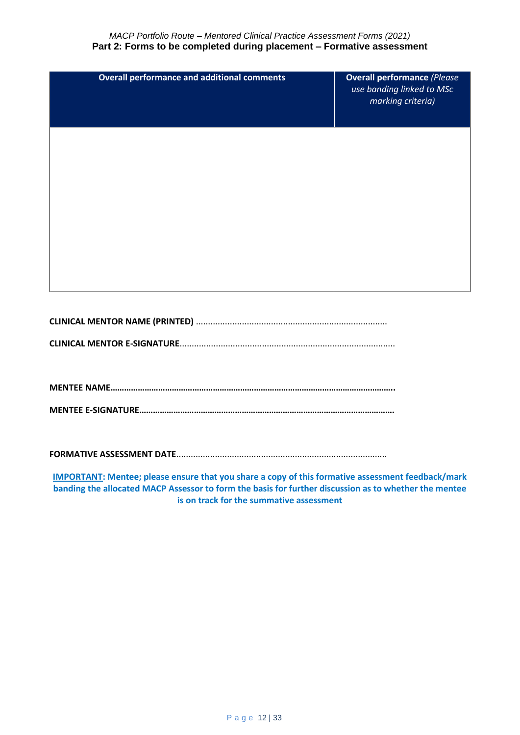| Overall performance and additional comments | **Overall performance** *(Please use banding linked to MSc marking criteria)* |
|---|---|
| | |

**CLINICAL MENTOR NAME (PRINTED)** ..............................................................................

**CLINICAL MENTOR E-SIGNATURE**.......................................................................................

**MENTEE NAME…………………………………………………………………………………………………………..**

**MENTEE E-SIGNATURE……………………………………………………………………………………………….**

**FORMATIVE ASSESSMENT DATE**.....................................................................................

**<u>IMPORTANT</u>: Mentee; please ensure that you share a copy of this formative assessment feedback/mark banding the allocated MACP Assessor to form the basis for further discussion as to whether the mentee is on track for the summative assessment**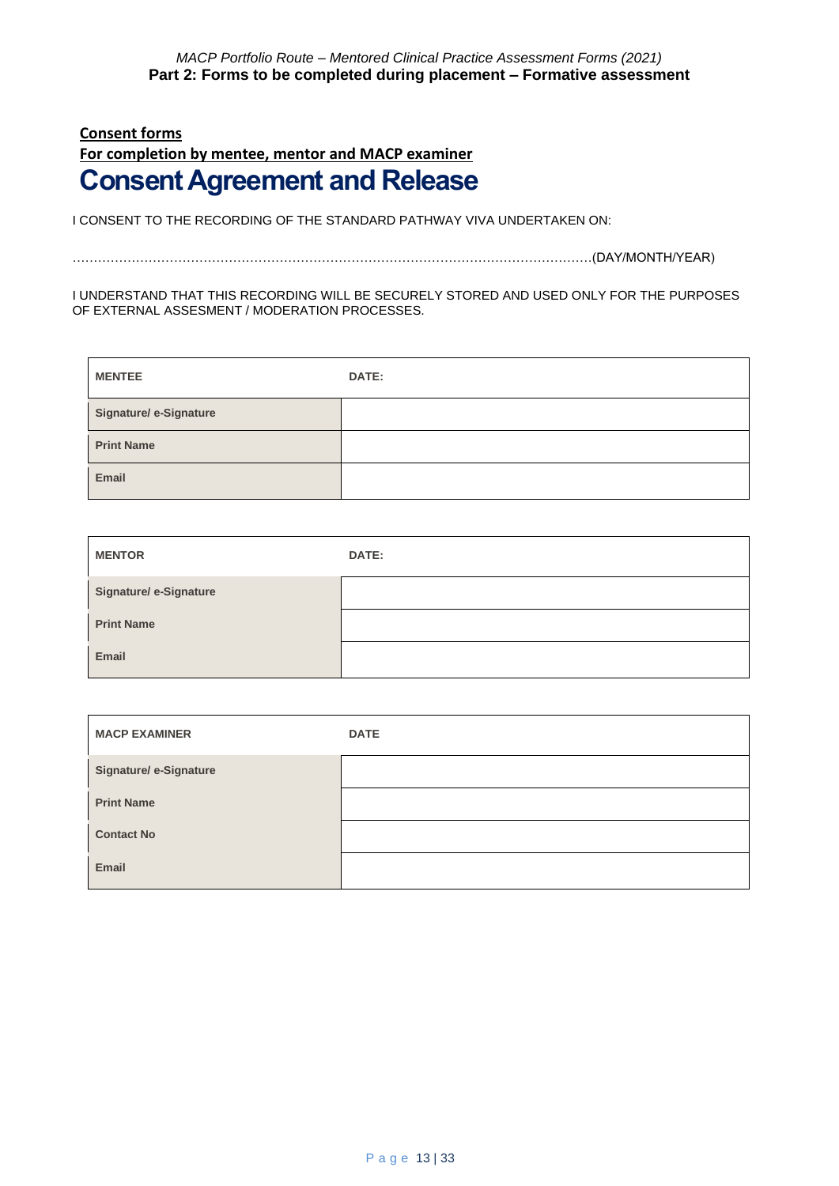**Consent forms**

**For completion by mentee, mentor and MACP examiner**

# Consent Agreement and Release

I CONSENT TO THE RECORDING OF THE STANDARD PATHWAY VIVA UNDERTAKEN ON:

……………………………………………………………………………………………………………(DAY/MONTH/YEAR)

I UNDERSTAND THAT THIS RECORDING WILL BE SECURELY STORED AND USED ONLY FOR THE PURPOSES OF EXTERNAL ASSESMENT / MODERATION PROCESSES.

| **MENTEE** | **DATE:** |
|---|---|
| **Signature/ e-Signature** | |
| **Print Name** | |
| **Email** | |

| **MENTOR** | **DATE:** |
|---|---|
| **Signature/ e-Signature** | |
| **Print Name** | |
| **Email** | |

| **MACP EXAMINER** | **DATE** |
|---|---|
| **Signature/ e-Signature** | |
| **Print Name** | |
| **Contact No** | |
| **Email** | |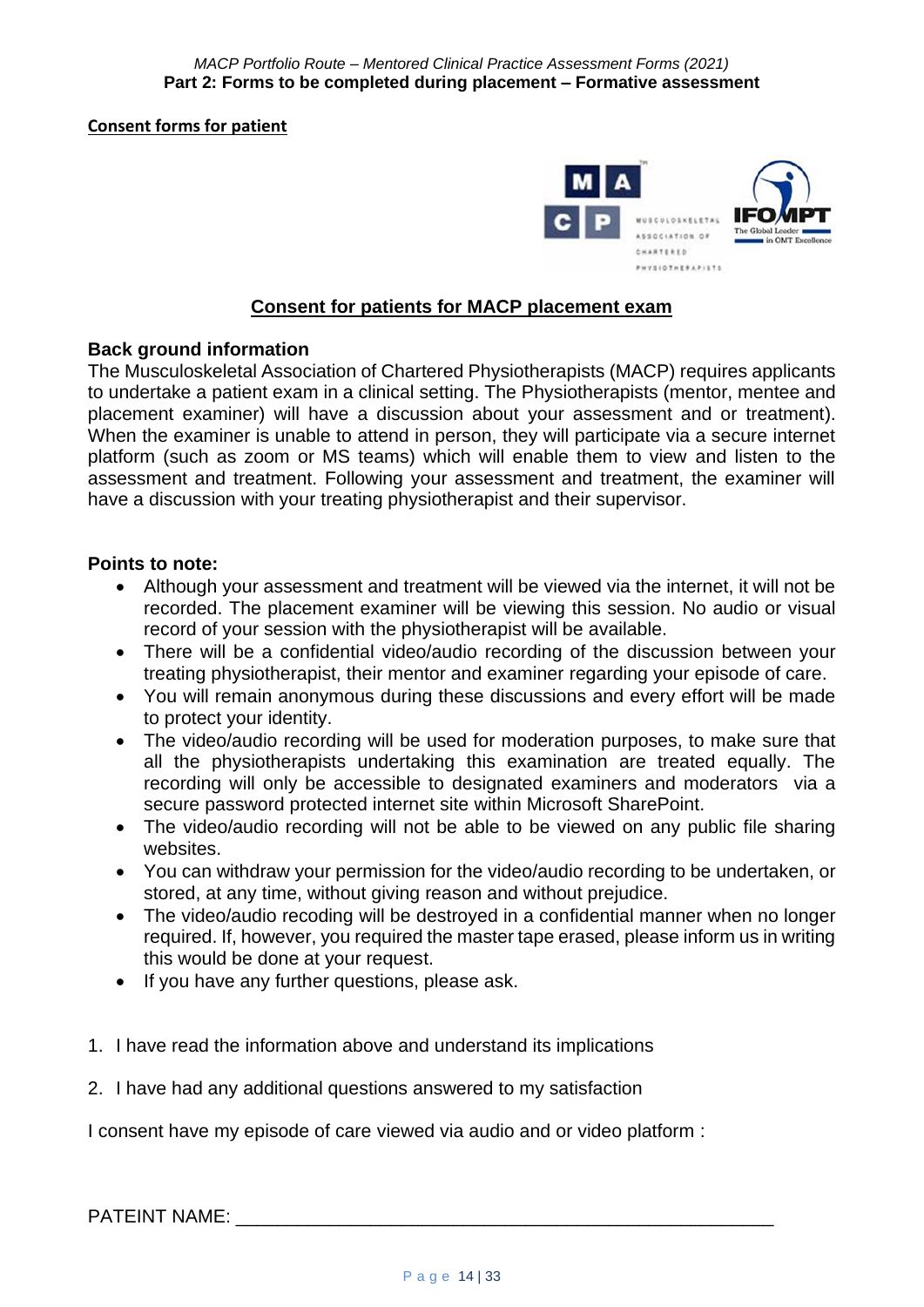**Consent forms for patient**

## Consent for patients for MACP placement exam

### Back ground information

The Musculoskeletal Association of Chartered Physiotherapists (MACP) requires applicants to undertake a patient exam in a clinical setting. The Physiotherapists (mentor, mentee and placement examiner) will have a discussion about your assessment and or treatment). When the examiner is unable to attend in person, they will participate via a secure internet platform (such as zoom or MS teams) which will enable them to view and listen to the assessment and treatment. Following your assessment and treatment, the examiner will have a discussion with your treating physiotherapist and their supervisor.

### Points to note:

- Although your assessment and treatment will be viewed via the internet, it will not be recorded. The placement examiner will be viewing this session. No audio or visual record of your session with the physiotherapist will be available.
- There will be a confidential video/audio recording of the discussion between your treating physiotherapist, their mentor and examiner regarding your episode of care.
- You will remain anonymous during these discussions and every effort will be made to protect your identity.
- The video/audio recording will be used for moderation purposes, to make sure that all the physiotherapists undertaking this examination are treated equally. The recording will only be accessible to designated examiners and moderators via a secure password protected internet site within Microsoft SharePoint.
- The video/audio recording will not be able to be viewed on any public file sharing websites.
- You can withdraw your permission for the video/audio recording to be undertaken, or stored, at any time, without giving reason and without prejudice.
- The video/audio recoding will be destroyed in a confidential manner when no longer required. If, however, you required the master tape erased, please inform us in writing this would be done at your request.
- If you have any further questions, please ask.

1. I have read the information above and understand its implications
2. I have had any additional questions answered to my satisfaction

I consent have my episode of care viewed via audio and or video platform :

PATEINT NAME: ____________________________________________________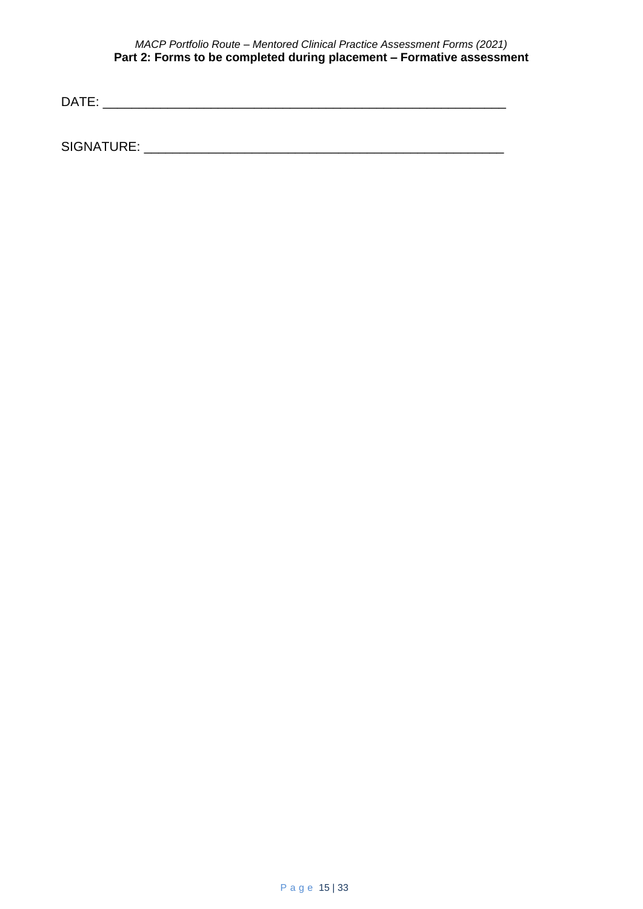DATE: ___________________________________________________________

SIGNATURE: ____________________________________________________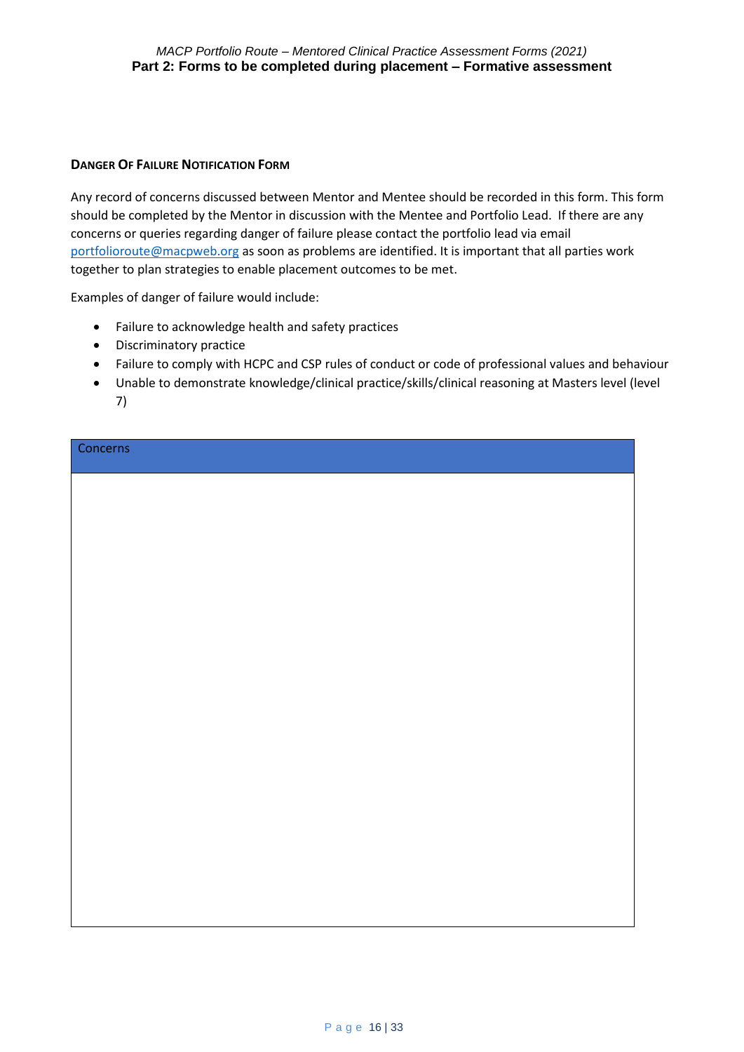## Danger Of Failure Notification Form

Any record of concerns discussed between Mentor and Mentee should be recorded in this form. This form should be completed by the Mentor in discussion with the Mentee and Portfolio Lead. If there are any concerns or queries regarding danger of failure please contact the portfolio lead via email portfolioroute@macpweb.org as soon as problems are identified. It is important that all parties work together to plan strategies to enable placement outcomes to be met.

Examples of danger of failure would include:

- Failure to acknowledge health and safety practices
- Discriminatory practice
- Failure to comply with HCPC and CSP rules of conduct or code of professional values and behaviour
- Unable to demonstrate knowledge/clinical practice/skills/clinical reasoning at Masters level (level 7)

| Concerns |
| --- |
| |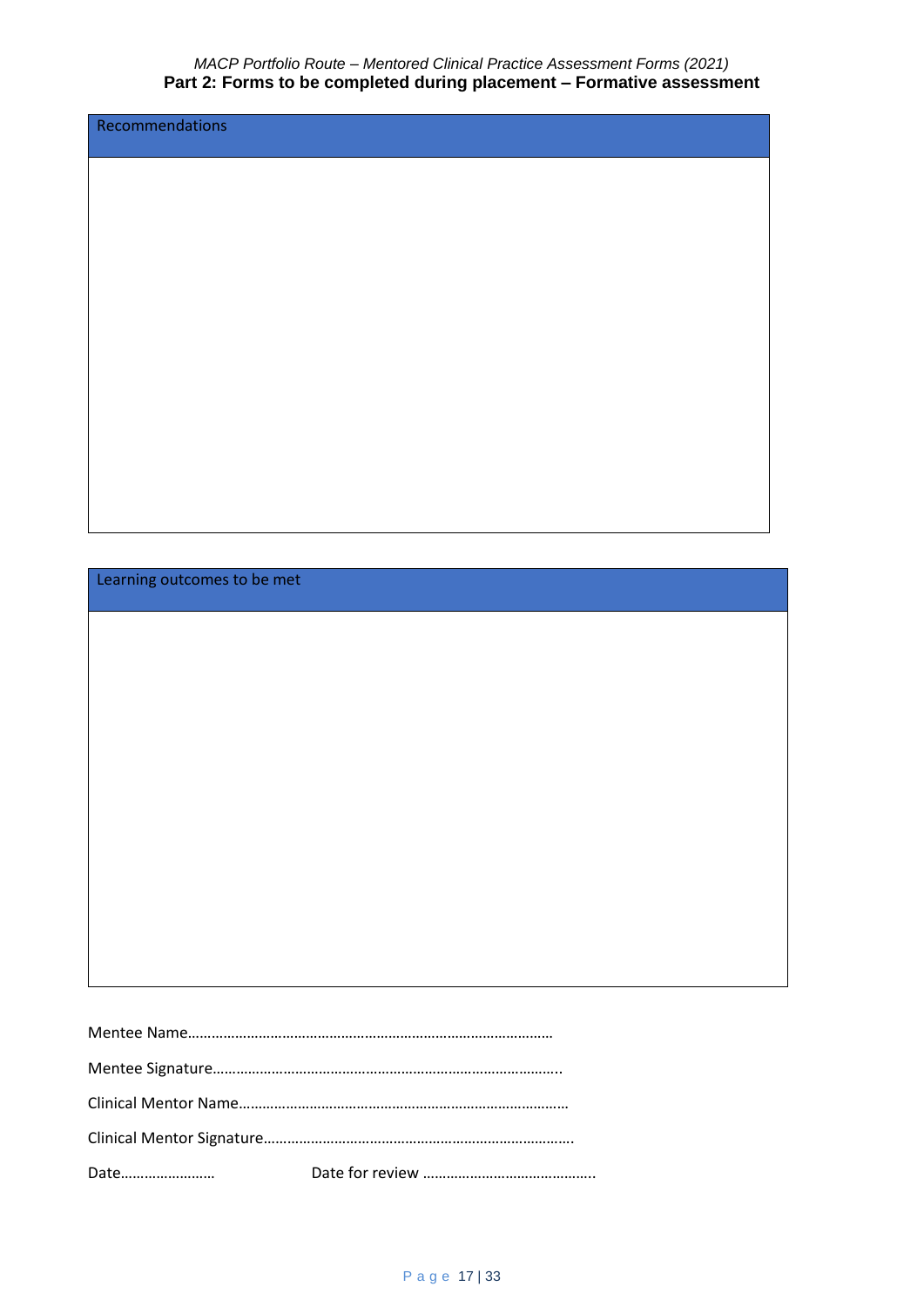| Recommendations |
| --- |
| |

| Learning outcomes to be met |
| --- |
| |

Mentee Name………………………………………………………………………………

Mentee Signature…………………………………………………………………………..

Clinical Mentor Name………………………………………………………………………

Clinical Mentor Signature…………………………………………………………………..

Date…………………… Date for review ……………………………………..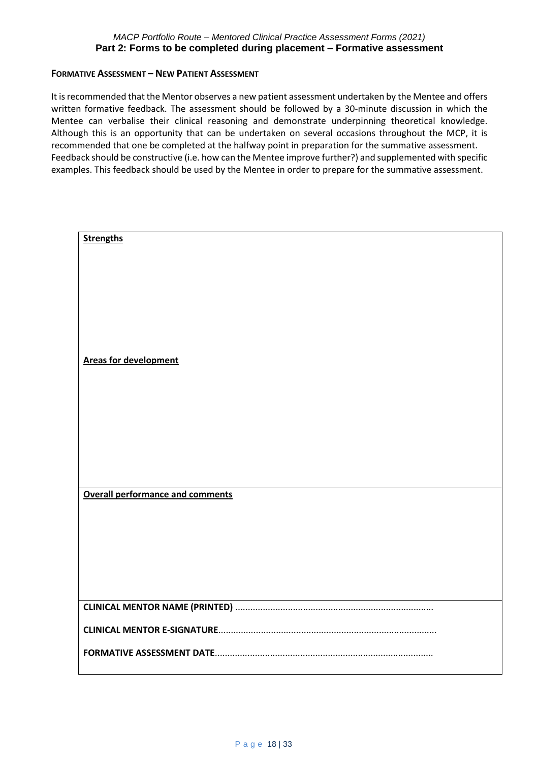## FORMATIVE ASSESSMENT – NEW PATIENT ASSESSMENT

It is recommended that the Mentor observes a new patient assessment undertaken by the Mentee and offers written formative feedback. The assessment should be followed by a 30-minute discussion in which the Mentee can verbalise their clinical reasoning and demonstrate underpinning theoretical knowledge. Although this is an opportunity that can be undertaken on several occasions throughout the MCP, it is recommended that one be completed at the halfway point in preparation for the summative assessment.
Feedback should be constructive (i.e. how can the Mentee improve further?) and supplemented with specific examples. This feedback should be used by the Mentee in order to prepare for the summative assessment.

**Strengths**

**Areas for development**

**Overall performance and comments**

**CLINICAL MENTOR NAME (PRINTED)** ..............................................................................

**CLINICAL MENTOR E-SIGNATURE**......................................................................................

**FORMATIVE ASSESSMENT DATE**......................................................................................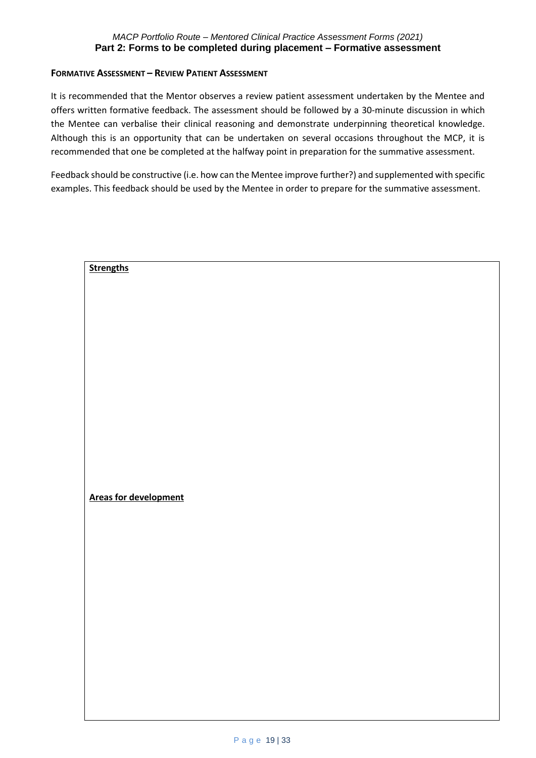## FORMATIVE ASSESSMENT – REVIEW PATIENT ASSESSMENT

It is recommended that the Mentor observes a review patient assessment undertaken by the Mentee and offers written formative feedback. The assessment should be followed by a 30-minute discussion in which the Mentee can verbalise their clinical reasoning and demonstrate underpinning theoretical knowledge. Although this is an opportunity that can be undertaken on several occasions throughout the MCP, it is recommended that one be completed at the halfway point in preparation for the summative assessment.

Feedback should be constructive (i.e. how can the Mentee improve further?) and supplemented with specific examples. This feedback should be used by the Mentee in order to prepare for the summative assessment.

| **Strengths** |
| --- |
| |
| **Areas for development** |
| |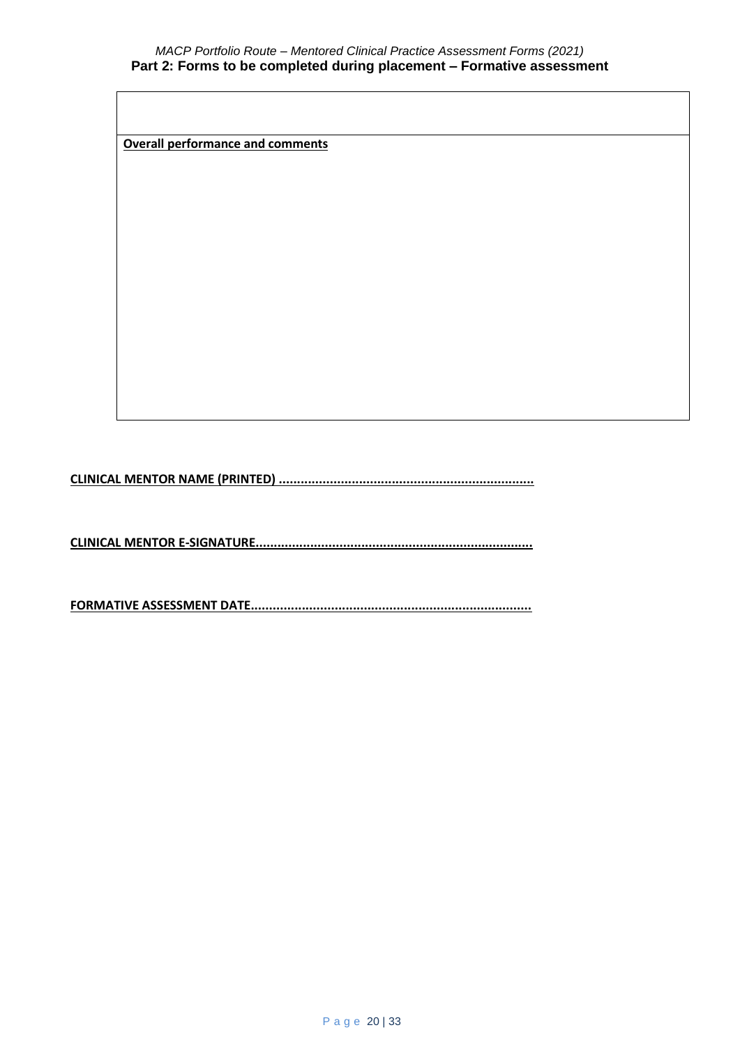| |
|---|
| |
| **Overall performance and comments** |

**CLINICAL MENTOR NAME (PRINTED) ......................................................................**

**CLINICAL MENTOR E-SIGNATURE...........................................................................**

**FORMATIVE ASSESSMENT DATE............................................................................**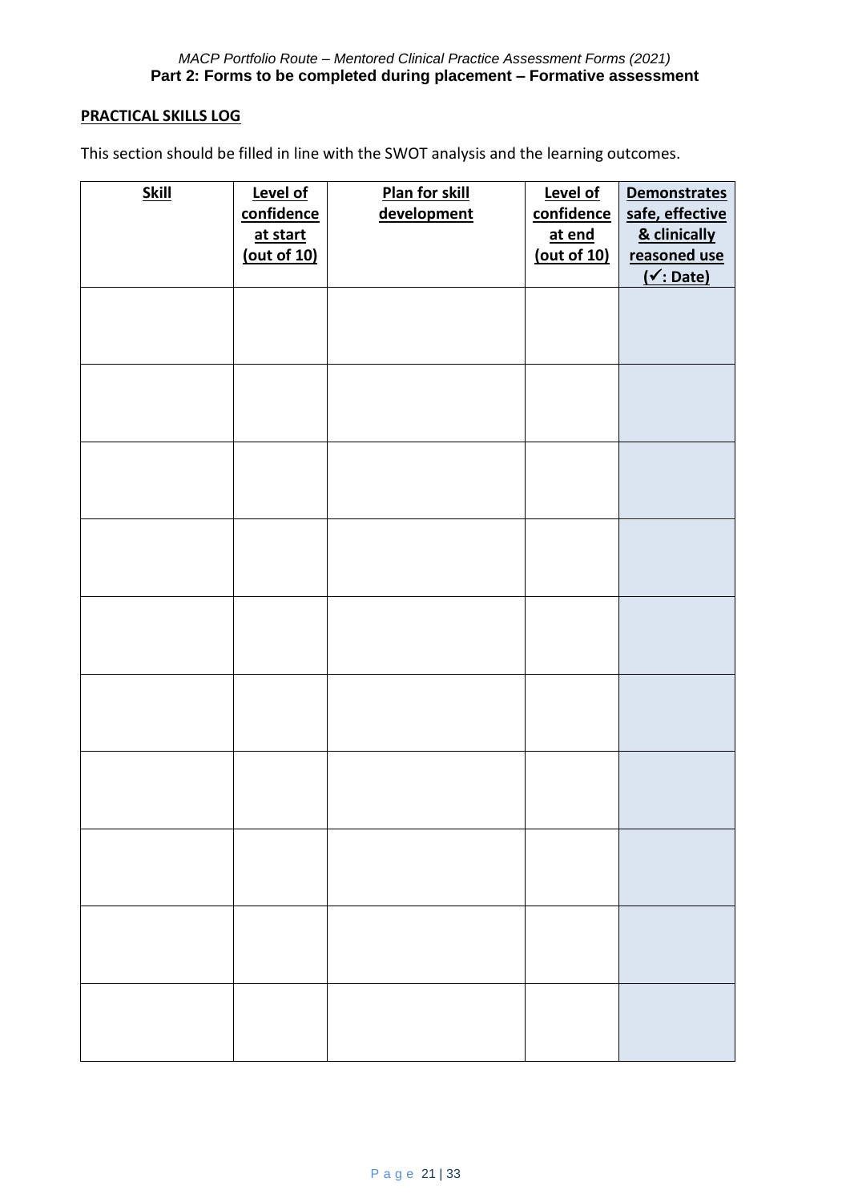**PRACTICAL SKILLS LOG**

This section should be filled in line with the SWOT analysis and the learning outcomes.

| **Skill** | **Level of confidence at start (out of 10)** | **Plan for skill development** | **Level of confidence at end (out of 10)** | **Demonstrates safe, effective & clinically reasoned use (✓: Date)** |
|---|---|---|---|---|
| | | | | |
| | | | | |
| | | | | |
| | | | | |
| | | | | |
| | | | | |
| | | | | |
| | | | | |
| | | | | |
| | | | | |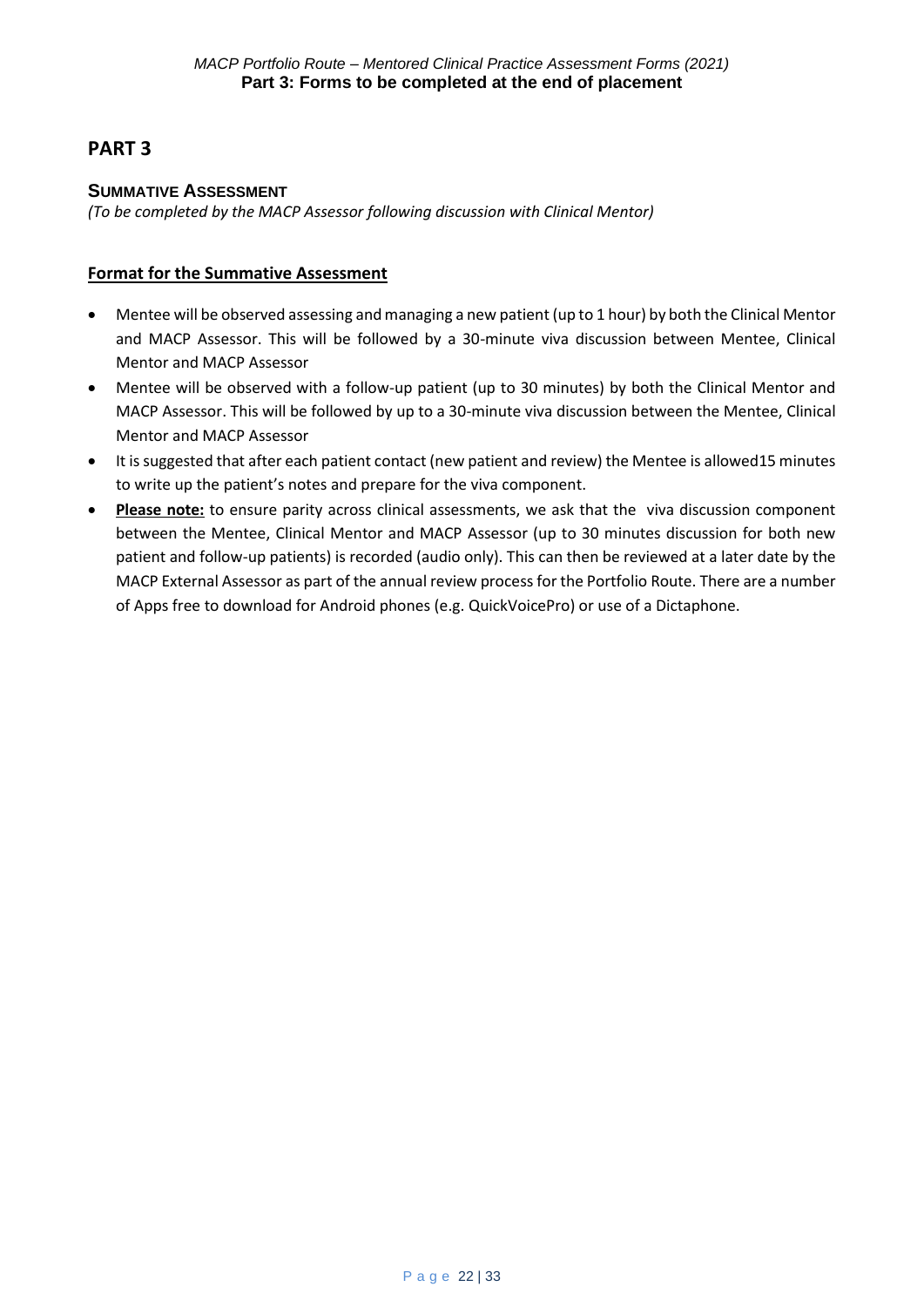# PART 3

## SUMMATIVE ASSESSMENT

*(To be completed by the MACP Assessor following discussion with Clinical Mentor)*

### Format for the Summative Assessment

- Mentee will be observed assessing and managing a new patient (up to 1 hour) by both the Clinical Mentor and MACP Assessor. This will be followed by a 30-minute viva discussion between Mentee, Clinical Mentor and MACP Assessor
- Mentee will be observed with a follow-up patient (up to 30 minutes) by both the Clinical Mentor and MACP Assessor. This will be followed by up to a 30-minute viva discussion between the Mentee, Clinical Mentor and MACP Assessor
- It is suggested that after each patient contact (new patient and review) the Mentee is allowed15 minutes to write up the patient's notes and prepare for the viva component.
- **Please note:** to ensure parity across clinical assessments, we ask that the viva discussion component between the Mentee, Clinical Mentor and MACP Assessor (up to 30 minutes discussion for both new patient and follow-up patients) is recorded (audio only). This can then be reviewed at a later date by the MACP External Assessor as part of the annual review process for the Portfolio Route. There are a number of Apps free to download for Android phones (e.g. QuickVoicePro) or use of a Dictaphone.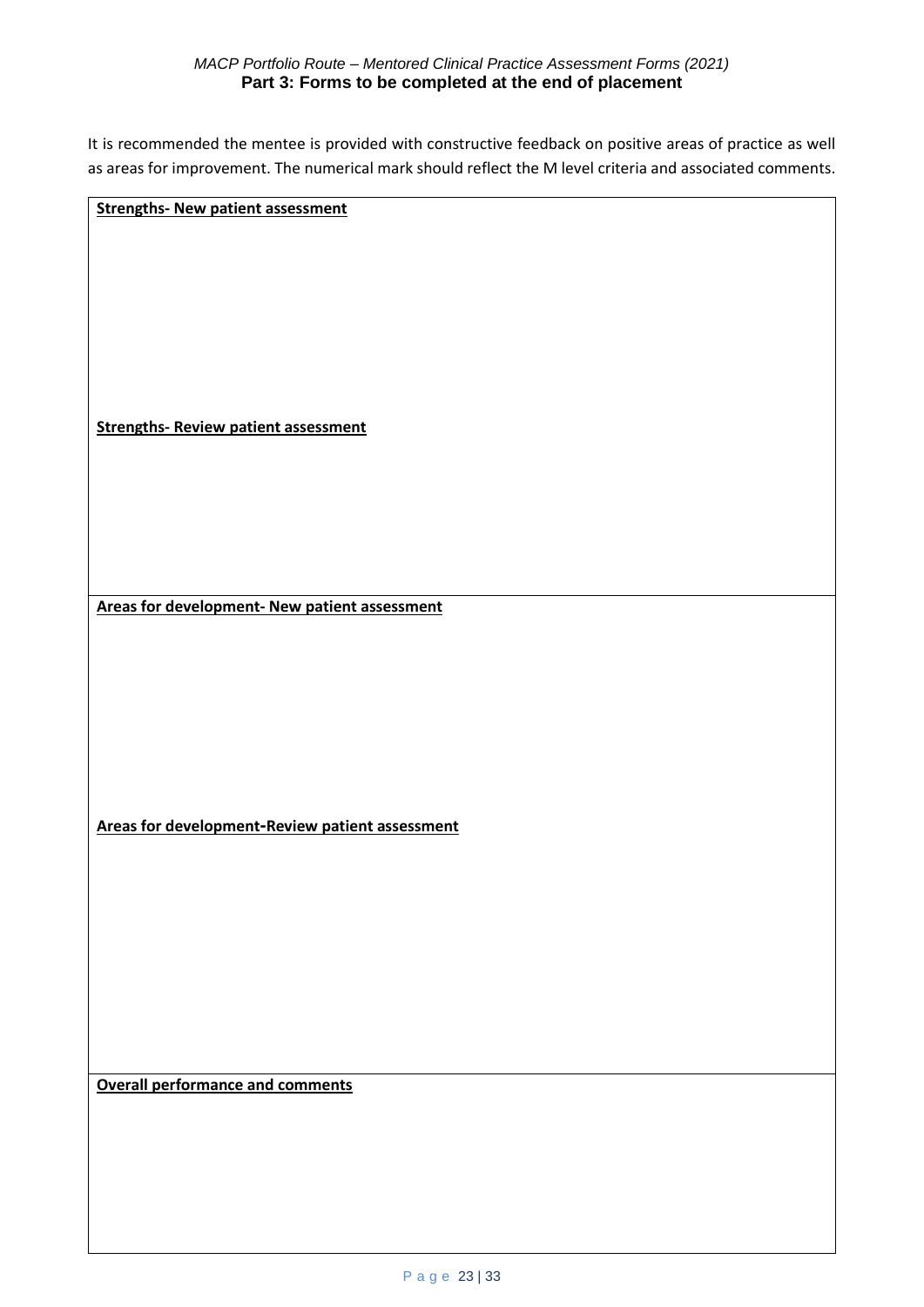**Part 3: Forms to be completed at the end of placement**

It is recommended the mentee is provided with constructive feedback on positive areas of practice as well as areas for improvement. The numerical mark should reflect the M level criteria and associated comments.

**Strengths- New patient assessment**

**Strengths- Review patient assessment**

**Areas for development- New patient assessment**

**Areas for development-Review patient assessment**

**Overall performance and comments**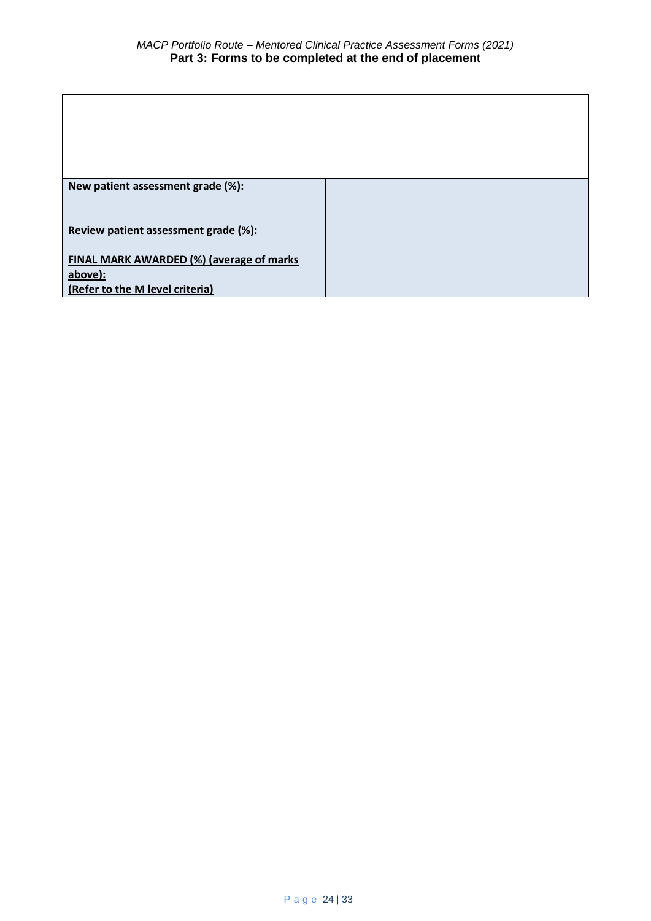| | |
|---|---|
| **New patient assessment grade (%):**<br><br>**Review patient assessment grade (%):**<br><br>**FINAL MARK AWARDED (%) (average of marks above):**<br>**(Refer to the M level criteria)** | |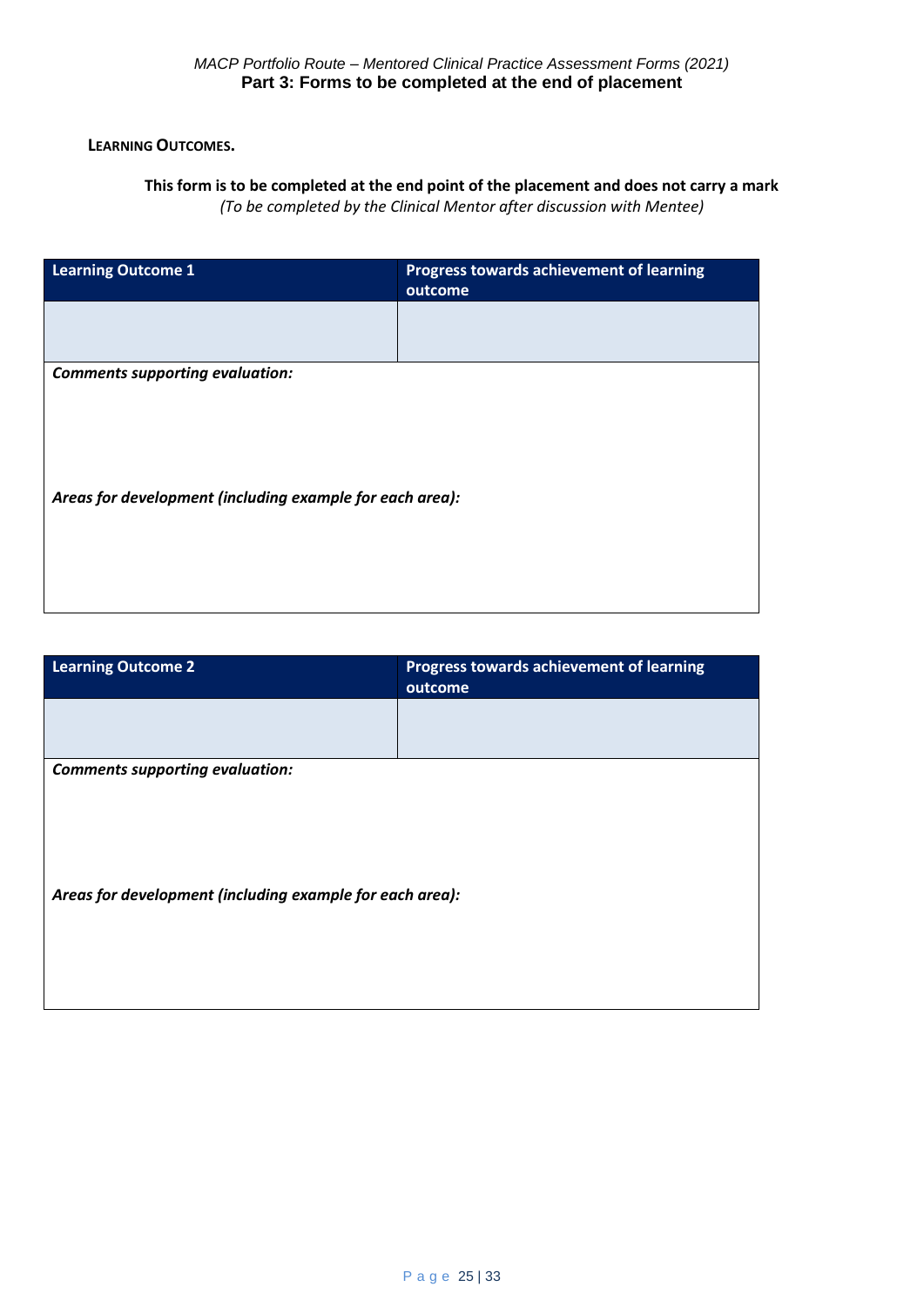**Part 3: Forms to be completed at the end of placement**

**LEARNING OUTCOMES.**

**This form is to be completed at the end point of the placement and does not carry a mark**
*(To be completed by the Clinical Mentor after discussion with Mentee)*

| Learning Outcome 1 | Progress towards achievement of learning outcome |
|---|---|
| | |

***Comments supporting evaluation:***

***Areas for development (including example for each area):***

| Learning Outcome 2 | Progress towards achievement of learning outcome |
|---|---|
| | |

***Comments supporting evaluation:***

***Areas for development (including example for each area):***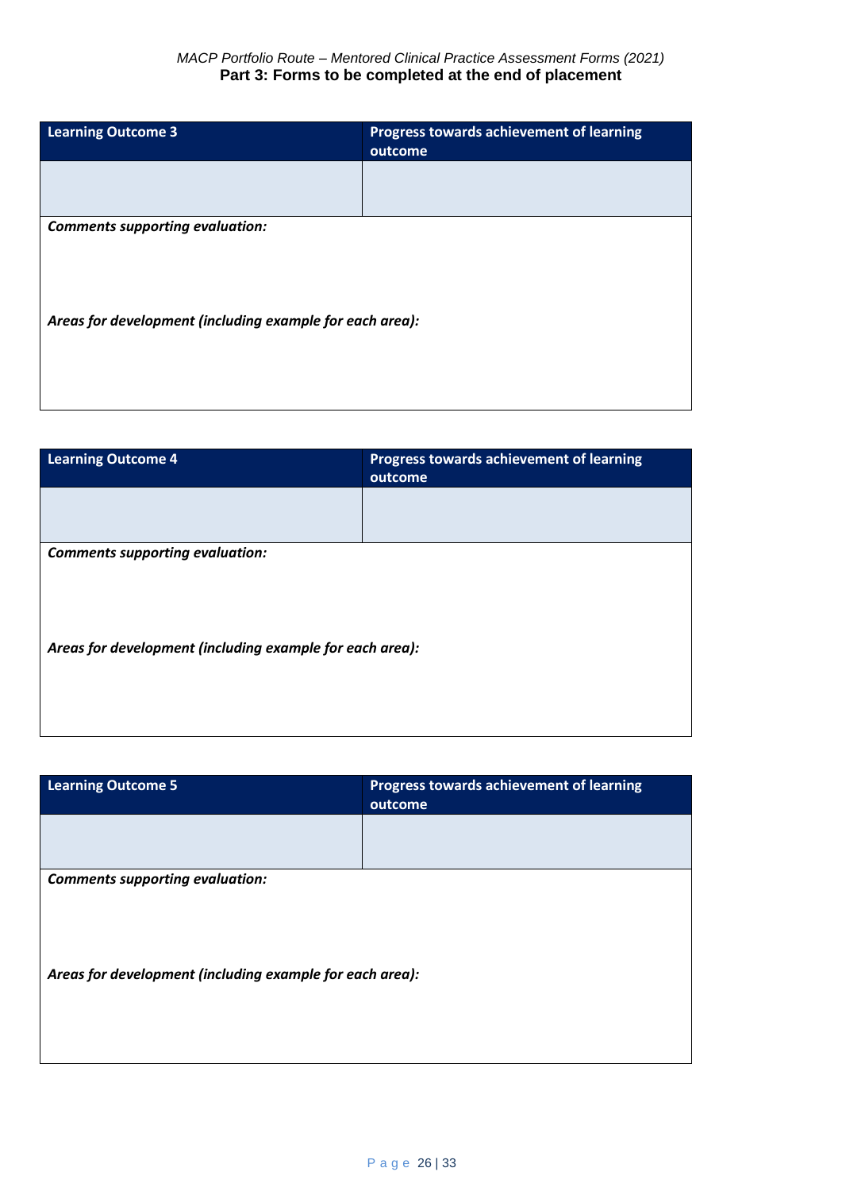**Part 3: Forms to be completed at the end of placement**

| Learning Outcome 3 | Progress towards achievement of learning outcome |
| --- | --- |
| | |

***Comments supporting evaluation:***

***Areas for development (including example for each area):***

| Learning Outcome 4 | Progress towards achievement of learning outcome |
| --- | --- |
| | |

***Comments supporting evaluation:***

***Areas for development (including example for each area):***

| Learning Outcome 5 | Progress towards achievement of learning outcome |
| --- | --- |
| | |

***Comments supporting evaluation:***

***Areas for development (including example for each area):***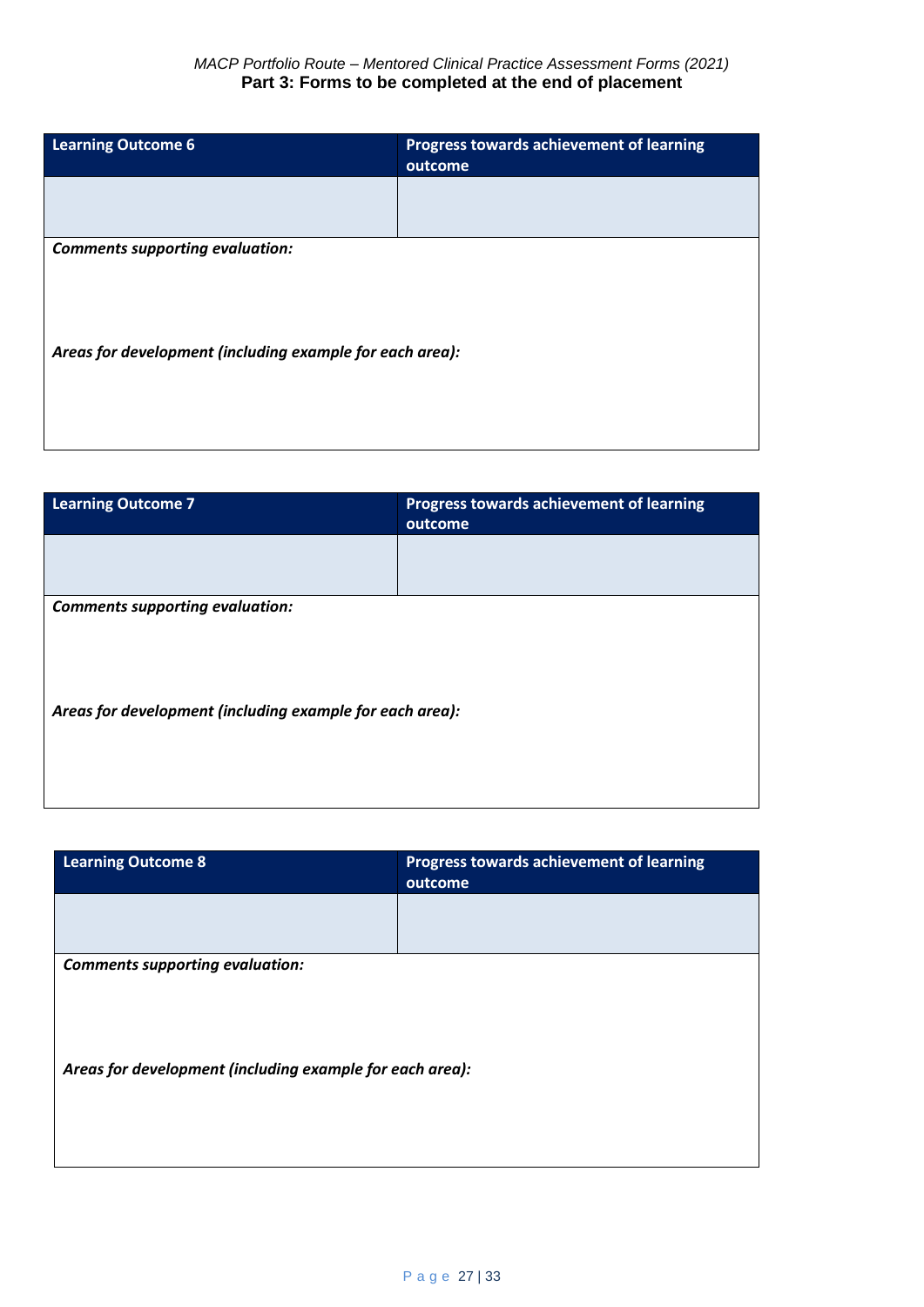*MACP Portfolio Route – Mentored Clinical Practice Assessment Forms (2021)*

**Part 3: Forms to be completed at the end of placement**

| Learning Outcome 6 | Progress towards achievement of learning outcome |
|---|---|
| | |

***Comments supporting evaluation:***

***Areas for development (including example for each area):***

| Learning Outcome 7 | Progress towards achievement of learning outcome |
|---|---|
| | |

***Comments supporting evaluation:***

***Areas for development (including example for each area):***

| Learning Outcome 8 | Progress towards achievement of learning outcome |
|---|---|
| | |

***Comments supporting evaluation:***

***Areas for development (including example for each area):***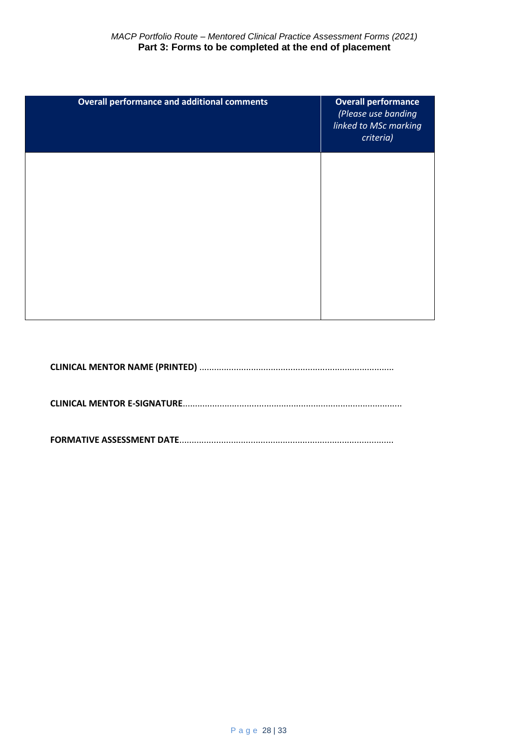| Overall performance and additional comments | Overall performance *(Please use banding linked to MSc marking criteria)* |
|---|---|
| | |

**CLINICAL MENTOR NAME (PRINTED)** ..............................................................................

**CLINICAL MENTOR E-SIGNATURE**.......................................................................................

**FORMATIVE ASSESSMENT DATE**......................................................................................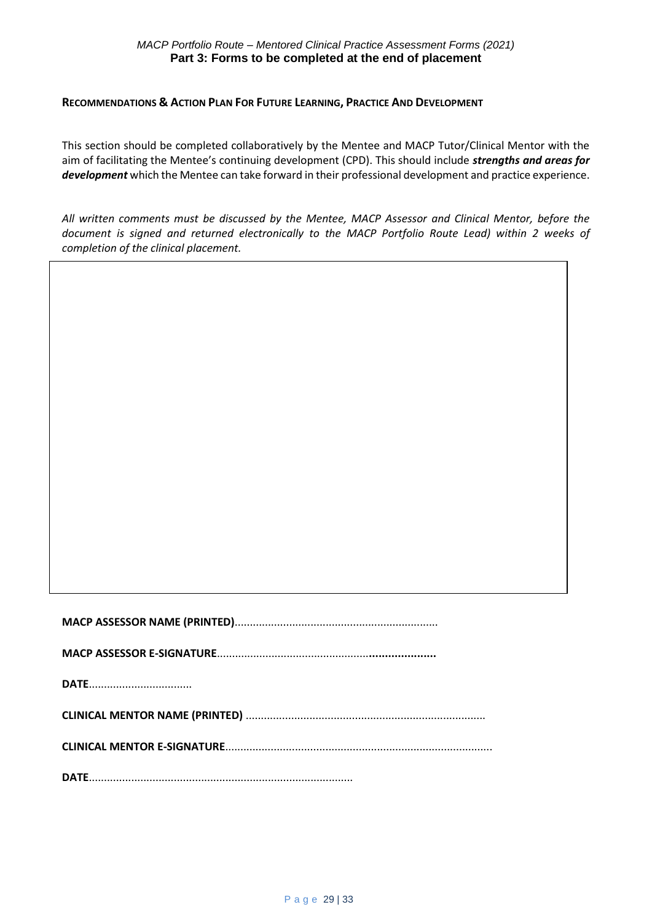*MACP Portfolio Route – Mentored Clinical Practice Assessment Forms (2021)*

**Part 3: Forms to be completed at the end of placement**

## RECOMMENDATIONS & ACTION PLAN FOR FUTURE LEARNING, PRACTICE AND DEVELOPMENT

This section should be completed collaboratively by the Mentee and MACP Tutor/Clinical Mentor with the aim of facilitating the Mentee's continuing development (CPD). This should include ***strengths and areas for development*** which the Mentee can take forward in their professional development and practice experience.

*All written comments must be discussed by the Mentee, MACP Assessor and Clinical Mentor, before the document is signed and returned electronically to the MACP Portfolio Route Lead) within 2 weeks of completion of the clinical placement.*

| |
|---|
| |

**MACP ASSESSOR NAME (PRINTED)**..................................................................

**MACP ASSESSOR E-SIGNATURE**.......................................................................

**DATE**.................................

**CLINICAL MENTOR NAME (PRINTED)** .............................................................................

**CLINICAL MENTOR E-SIGNATURE**......................................................................................

**DATE**......................................................................................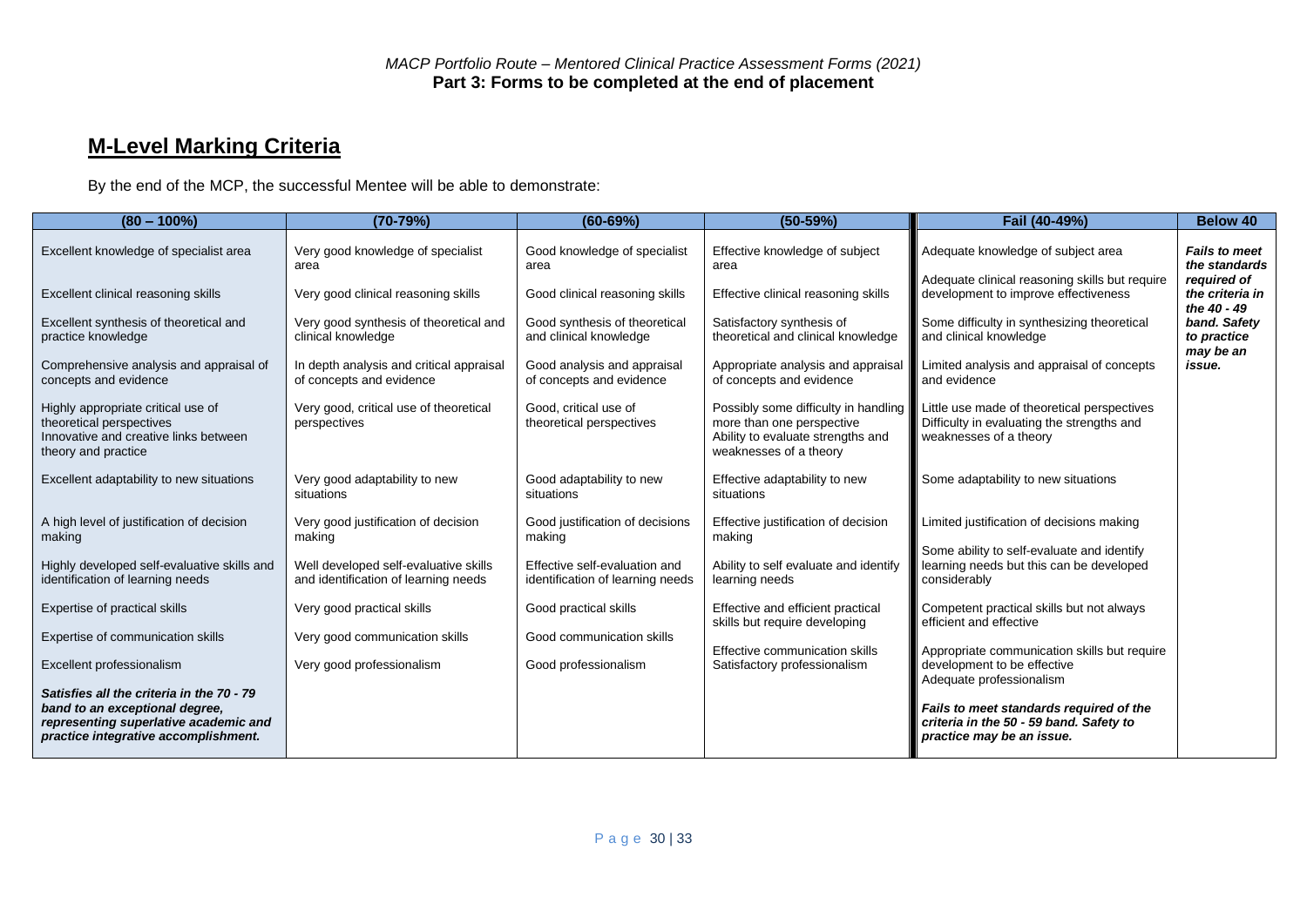MACP Portfolio Route – Mentored Clinical Practice Assessment Forms (2021)

**Part 3: Forms to be completed at the end of placement**

## M-Level Marking Criteria

By the end of the MCP, the successful Mentee will be able to demonstrate:

| (80 – 100%) | (70-79%) | (60-69%) | (50-59%) | Fail (40-49%) | Below 40 |
|---|---|---|---|---|---|
| Excellent knowledge of specialist area | Very good knowledge of specialist area | Good knowledge of specialist area | Effective knowledge of subject area | Adequate knowledge of subject area | ***Fails to meet the standards required of the criteria in the 40 - 49 band. Safety to practice may be an issue.*** |
| Excellent clinical reasoning skills | Very good clinical reasoning skills | Good clinical reasoning skills | Effective clinical reasoning skills | Adequate clinical reasoning skills but require development to improve effectiveness | |
| Excellent synthesis of theoretical and practice knowledge | Very good synthesis of theoretical and clinical knowledge | Good synthesis of theoretical and clinical knowledge | Satisfactory synthesis of theoretical and clinical knowledge | Some difficulty in synthesizing theoretical and clinical knowledge | |
| Comprehensive analysis and appraisal of concepts and evidence | In depth analysis and critical appraisal of concepts and evidence | Good analysis and appraisal of concepts and evidence | Appropriate analysis and appraisal of concepts and evidence | Limited analysis and appraisal of concepts and evidence | |
| Highly appropriate critical use of theoretical perspectives<br>Innovative and creative links between theory and practice | Very good, critical use of theoretical perspectives | Good, critical use of theoretical perspectives | Possibly some difficulty in handling more than one perspective<br>Ability to evaluate strengths and weaknesses of a theory | Little use made of theoretical perspectives<br>Difficulty in evaluating the strengths and weaknesses of a theory | |
| Excellent adaptability to new situations | Very good adaptability to new situations | Good adaptability to new situations | Effective adaptability to new situations | Some adaptability to new situations | |
| A high level of justification of decision making | Very good justification of decision making | Good justification of decisions making | Effective justification of decision making | Limited justification of decisions making | |
| Highly developed self-evaluative skills and identification of learning needs | Well developed self-evaluative skills and identification of learning needs | Effective self-evaluation and identification of learning needs | Ability to self evaluate and identify learning needs | Some ability to self-evaluate and identify learning needs but this can be developed considerably | |
| Expertise of practical skills | Very good practical skills | Good practical skills | Effective and efficient practical skills but require developing | Competent practical skills but not always efficient and effective | |
| Expertise of communication skills | Very good communication skills | Good communication skills | Effective communication skills | Appropriate communication skills but require development to be effective | |
| Excellent professionalism | Very good professionalism | Good professionalism | Satisfactory professionalism | Adequate professionalism | |
| ***Satisfies all the criteria in the 70 - 79 band to an exceptional degree, representing superlative academic and practice integrative accomplishment.*** | | | | ***Fails to meet standards required of the criteria in the 50 - 59 band. Safety to practice may be an issue.*** | |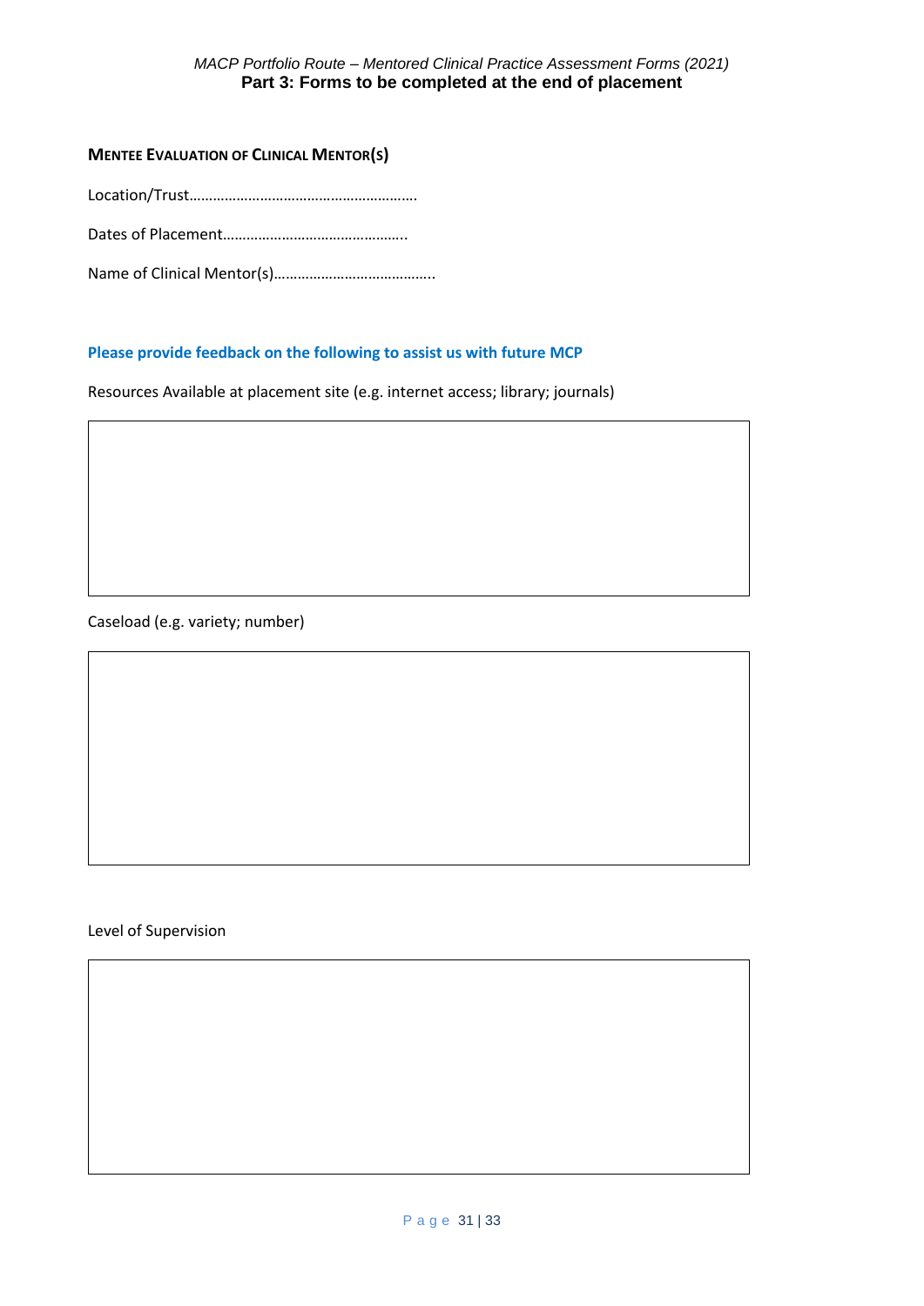## Mentee Evaluation of Clinical Mentor(s)

Location/Trust…………………………………………………

Dates of Placement………………………………………..

Name of Clinical Mentor(s)…………………………………..

**Please provide feedback on the following to assist us with future MCP**

Resources Available at placement site (e.g. internet access; library; journals)

| |
|---|
| |

Caseload (e.g. variety; number)

| |
|---|
| |

Level of Supervision

| |
|---|
| |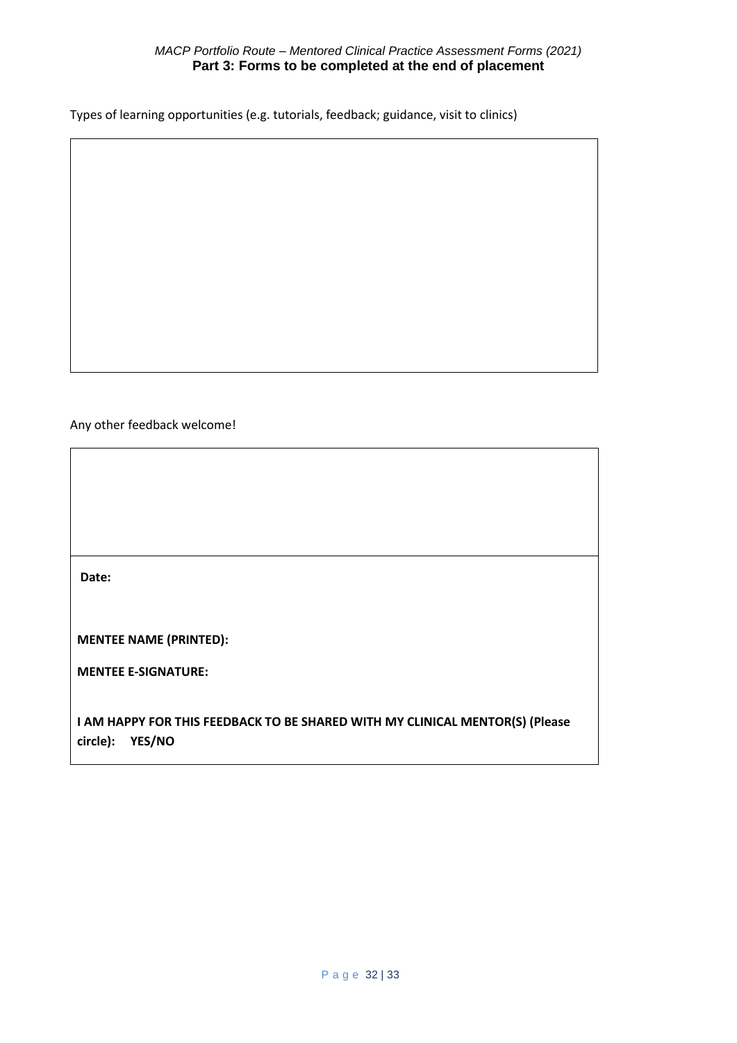Types of learning opportunities (e.g. tutorials, feedback; guidance, visit to clinics)

Any other feedback welcome!

**Date:**

**MENTEE NAME (PRINTED):**

**MENTEE E-SIGNATURE:**

**I AM HAPPY FOR THIS FEEDBACK TO BE SHARED WITH MY CLINICAL MENTOR(S) (Please circle): YES/NO**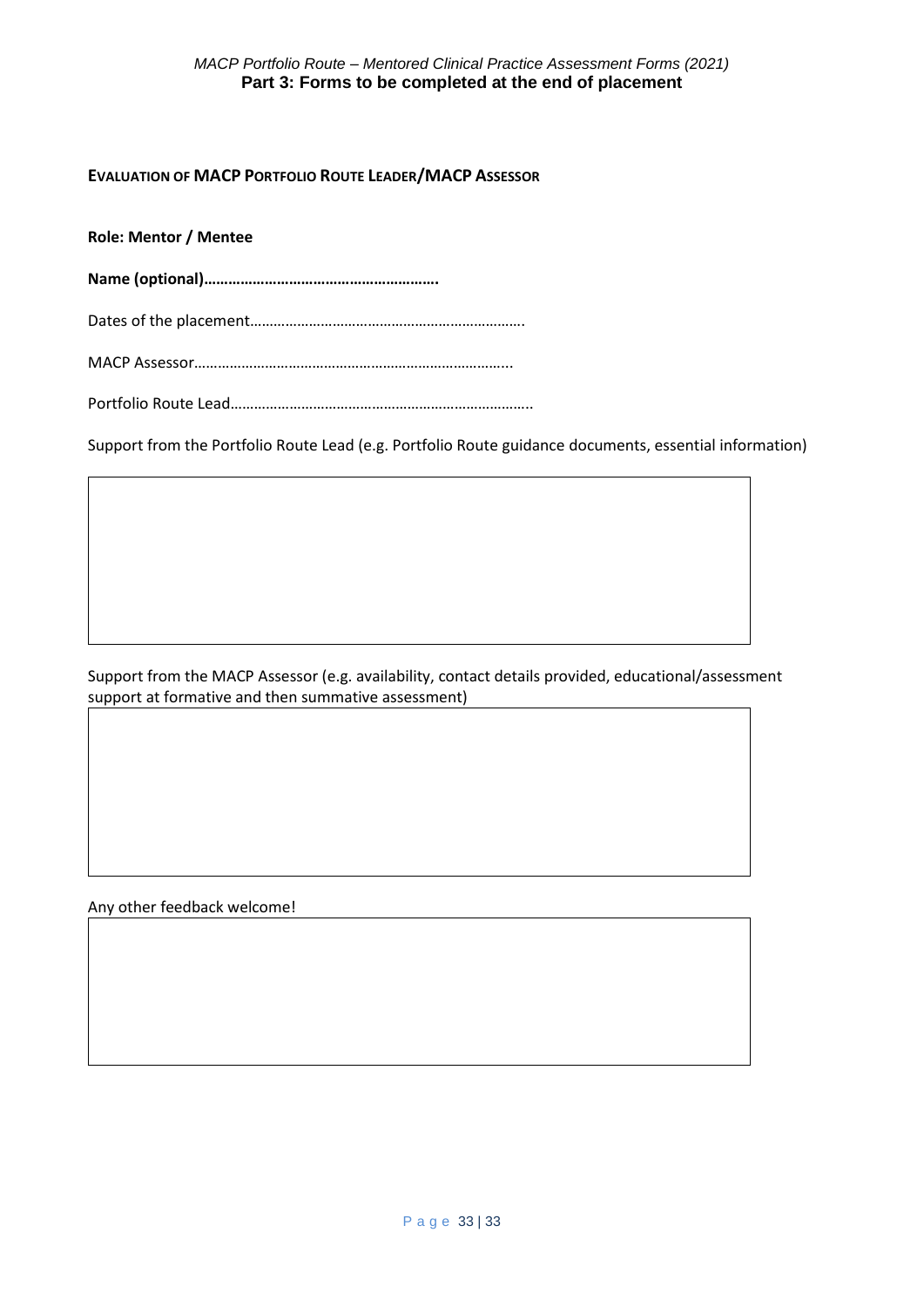## EVALUATION OF MACP PORTFOLIO ROUTE LEADER/MACP ASSESSOR

**Role: Mentor / Mentee**

**Name (optional)…………………………………………………**

Dates of the placement…………………………………………………………….

MACP Assessor……………………………………………………………………...

Portfolio Route Lead………………………………………………………………..

Support from the Portfolio Route Lead (e.g. Portfolio Route guidance documents, essential information)

| |
|---|
| |

Support from the MACP Assessor (e.g. availability, contact details provided, educational/assessment support at formative and then summative assessment)

| |
|---|
| |

Any other feedback welcome!

| |
|---|
| |